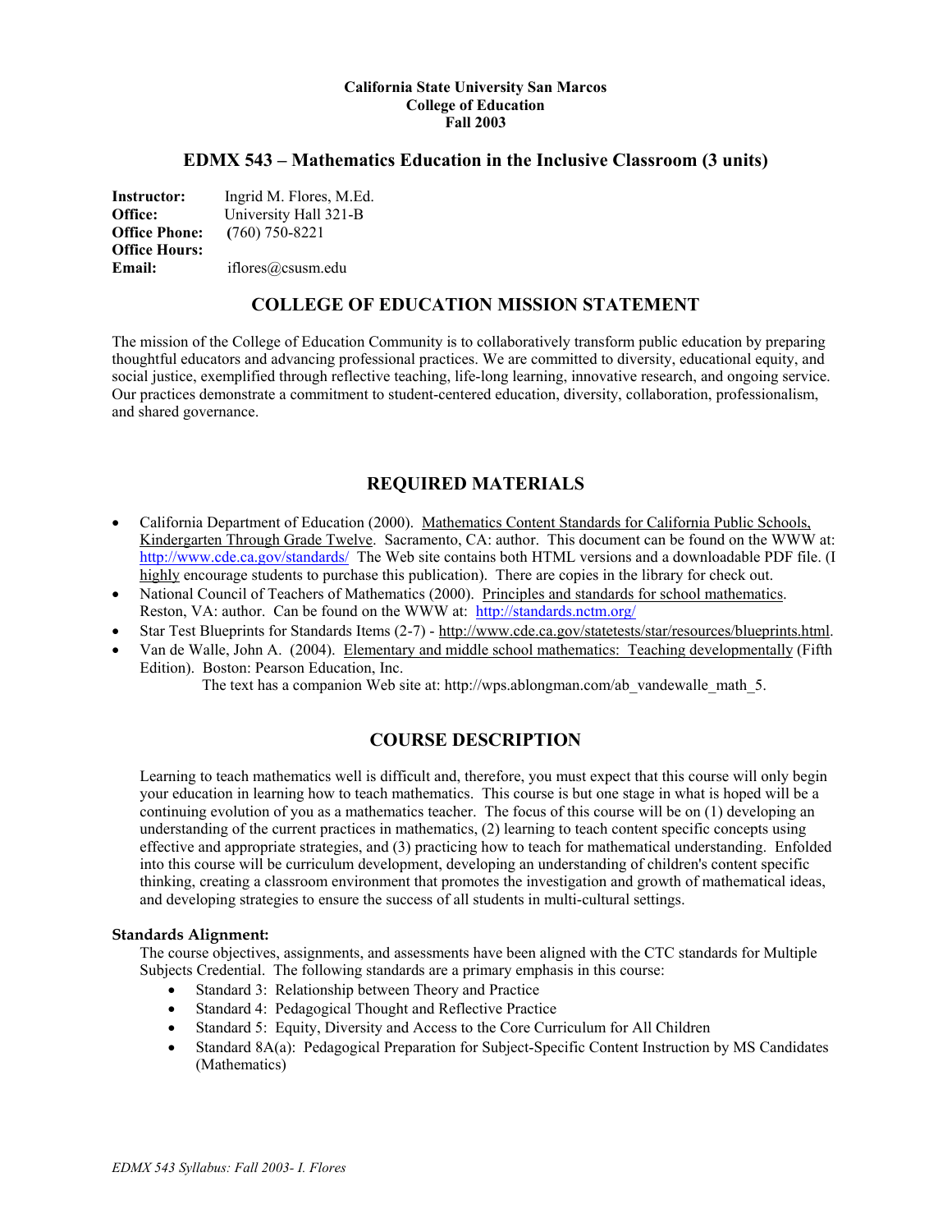**California State University San Marcos**
**College of Education**
**Fall 2003**

# EDMX 543 – Mathematics Education in the Inclusive Classroom (3 units)

**Instructor:** Ingrid M. Flores, M.Ed.
**Office:** University Hall 321-B
**Office Phone:** (760) 750-8221
**Office Hours:**
**Email:** iflores@csusm.edu

## COLLEGE OF EDUCATION MISSION STATEMENT

The mission of the College of Education Community is to collaboratively transform public education by preparing thoughtful educators and advancing professional practices. We are committed to diversity, educational equity, and social justice, exemplified through reflective teaching, life-long learning, innovative research, and ongoing service. Our practices demonstrate a commitment to student-centered education, diversity, collaboration, professionalism, and shared governance.

## REQUIRED MATERIALS

- California Department of Education (2000). Mathematics Content Standards for California Public Schools, Kindergarten Through Grade Twelve. Sacramento, CA: author. This document can be found on the WWW at: http://www.cde.ca.gov/standards/ The Web site contains both HTML versions and a downloadable PDF file. (I highly encourage students to purchase this publication). There are copies in the library for check out.
- National Council of Teachers of Mathematics (2000). Principles and standards for school mathematics. Reston, VA: author. Can be found on the WWW at: http://standards.nctm.org/
- Star Test Blueprints for Standards Items (2-7) - http://www.cde.ca.gov/statetests/star/resources/blueprints.html.
- Van de Walle, John A. (2004). Elementary and middle school mathematics: Teaching developmentally (Fifth Edition). Boston: Pearson Education, Inc.
  The text has a companion Web site at: http://wps.ablongman.com/ab_vandewalle_math_5.

## COURSE DESCRIPTION

Learning to teach mathematics well is difficult and, therefore, you must expect that this course will only begin your education in learning how to teach mathematics. This course is but one stage in what is hoped will be a continuing evolution of you as a mathematics teacher. The focus of this course will be on (1) developing an understanding of the current practices in mathematics, (2) learning to teach content specific concepts using effective and appropriate strategies, and (3) practicing how to teach for mathematical understanding. Enfolded into this course will be curriculum development, developing an understanding of children's content specific thinking, creating a classroom environment that promotes the investigation and growth of mathematical ideas, and developing strategies to ensure the success of all students in multi-cultural settings.

### Standards Alignment:

The course objectives, assignments, and assessments have been aligned with the CTC standards for Multiple Subjects Credential. The following standards are a primary emphasis in this course:

- Standard 3: Relationship between Theory and Practice
- Standard 4: Pedagogical Thought and Reflective Practice
- Standard 5: Equity, Diversity and Access to the Core Curriculum for All Children
- Standard 8A(a): Pedagogical Preparation for Subject-Specific Content Instruction by MS Candidates (Mathematics)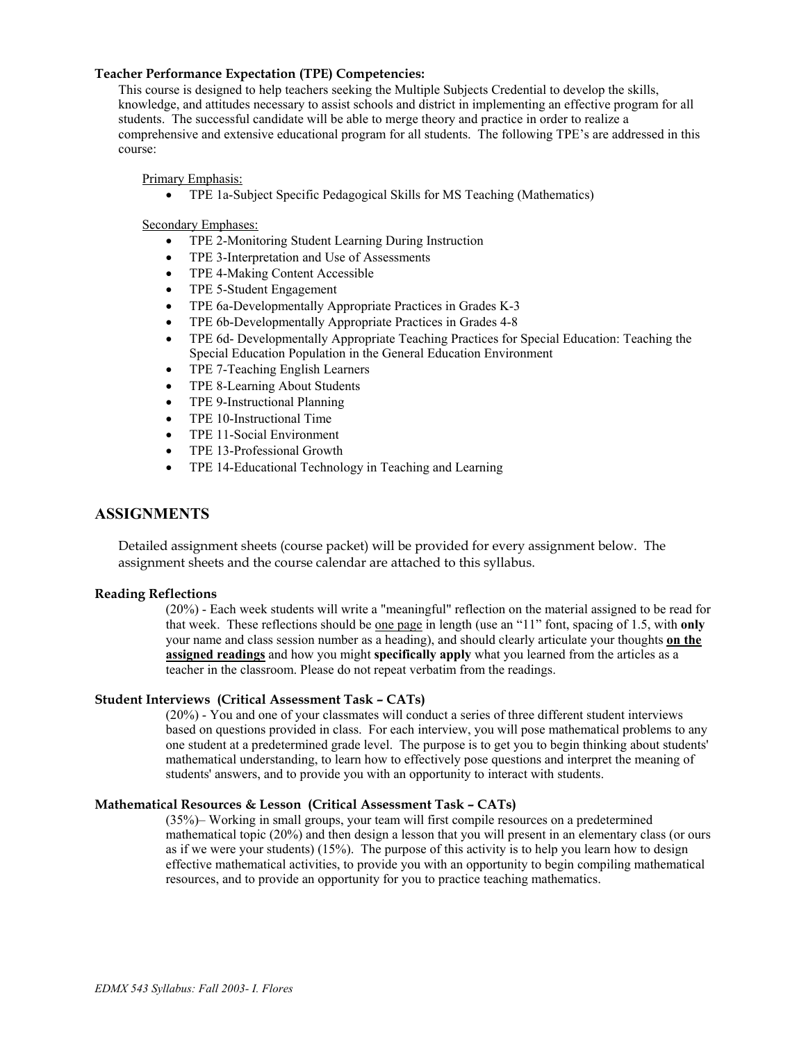**Teacher Performance Expectation (TPE) Competencies:**

This course is designed to help teachers seeking the Multiple Subjects Credential to develop the skills, knowledge, and attitudes necessary to assist schools and district in implementing an effective program for all students. The successful candidate will be able to merge theory and practice in order to realize a comprehensive and extensive educational program for all students. The following TPE's are addressed in this course:

Primary Emphasis:

- TPE 1a-Subject Specific Pedagogical Skills for MS Teaching (Mathematics)

Secondary Emphases:

- TPE 2-Monitoring Student Learning During Instruction
- TPE 3-Interpretation and Use of Assessments
- TPE 4-Making Content Accessible
- TPE 5-Student Engagement
- TPE 6a-Developmentally Appropriate Practices in Grades K-3
- TPE 6b-Developmentally Appropriate Practices in Grades 4-8
- TPE 6d- Developmentally Appropriate Teaching Practices for Special Education: Teaching the Special Education Population in the General Education Environment
- TPE 7-Teaching English Learners
- TPE 8-Learning About Students
- TPE 9-Instructional Planning
- TPE 10-Instructional Time
- TPE 11-Social Environment
- TPE 13-Professional Growth
- TPE 14-Educational Technology in Teaching and Learning

## ASSIGNMENTS

Detailed assignment sheets (course packet) will be provided for every assignment below. The assignment sheets and the course calendar are attached to this syllabus.

**Reading Reflections**

(20%) - Each week students will write a "meaningful" reflection on the material assigned to be read for that week. These reflections should be one page in length (use an "11" font, spacing of 1.5, with **only** your name and class session number as a heading), and should clearly articulate your thoughts **on the assigned readings** and how you might **specifically apply** what you learned from the articles as a teacher in the classroom. Please do not repeat verbatim from the readings.

**Student Interviews (Critical Assessment Task – CATs)**

(20%) - You and one of your classmates will conduct a series of three different student interviews based on questions provided in class. For each interview, you will pose mathematical problems to any one student at a predetermined grade level. The purpose is to get you to begin thinking about students' mathematical understanding, to learn how to effectively pose questions and interpret the meaning of students' answers, and to provide you with an opportunity to interact with students.

**Mathematical Resources & Lesson (Critical Assessment Task – CATs)**

(35%)– Working in small groups, your team will first compile resources on a predetermined mathematical topic (20%) and then design a lesson that you will present in an elementary class (or ours as if we were your students) (15%). The purpose of this activity is to help you learn how to design effective mathematical activities, to provide you with an opportunity to begin compiling mathematical resources, and to provide an opportunity for you to practice teaching mathematics.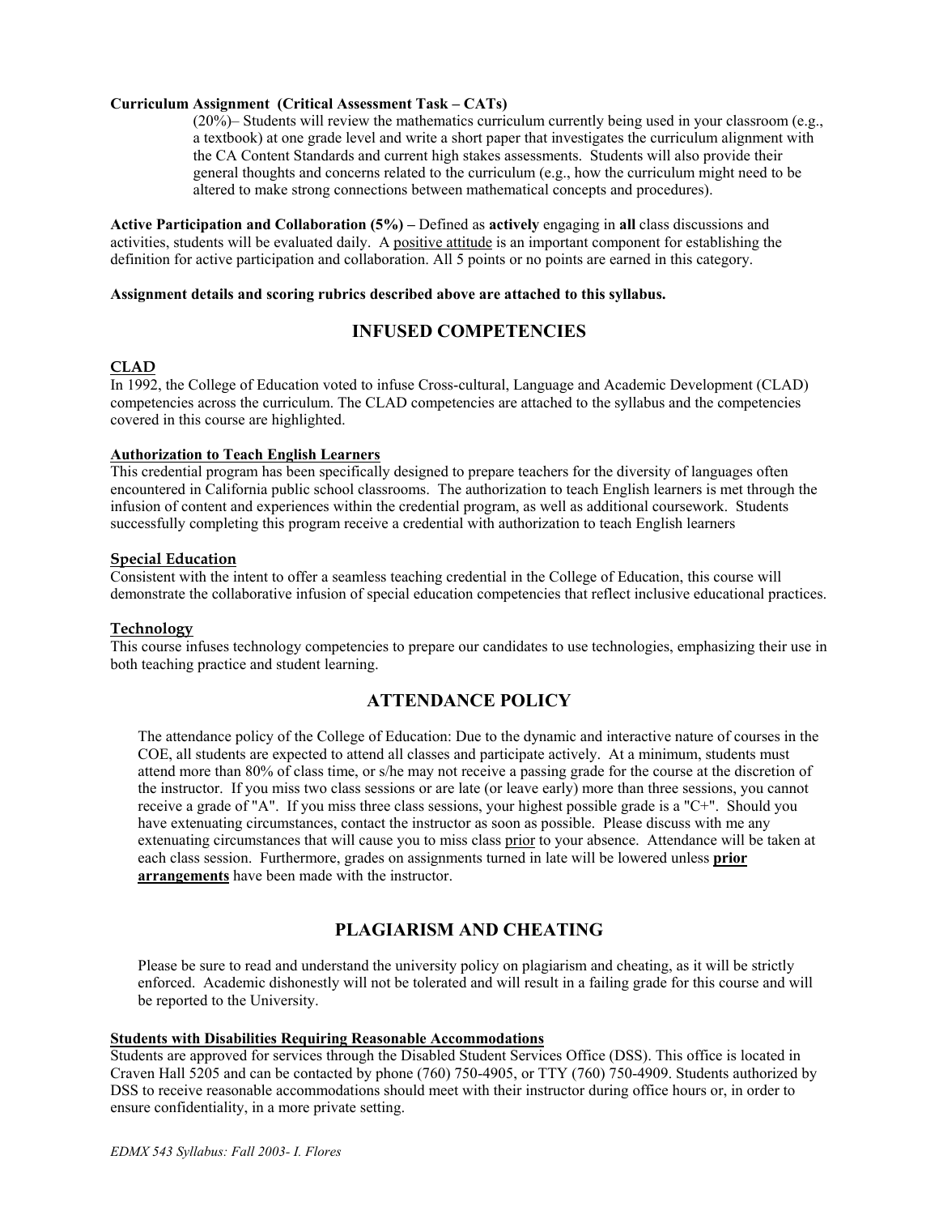**Curriculum Assignment (Critical Assessment Task – CATs)**

(20%)– Students will review the mathematics curriculum currently being used in your classroom (e.g., a textbook) at one grade level and write a short paper that investigates the curriculum alignment with the CA Content Standards and current high stakes assessments. Students will also provide their general thoughts and concerns related to the curriculum (e.g., how the curriculum might need to be altered to make strong connections between mathematical concepts and procedures).

**Active Participation and Collaboration (5%) –** Defined as **actively** engaging in **all** class discussions and activities, students will be evaluated daily. A positive attitude is an important component for establishing the definition for active participation and collaboration. All 5 points or no points are earned in this category.

**Assignment details and scoring rubrics described above are attached to this syllabus.**

## INFUSED COMPETENCIES

### CLAD

In 1992, the College of Education voted to infuse Cross-cultural, Language and Academic Development (CLAD) competencies across the curriculum. The CLAD competencies are attached to the syllabus and the competencies covered in this course are highlighted.

### Authorization to Teach English Learners

This credential program has been specifically designed to prepare teachers for the diversity of languages often encountered in California public school classrooms. The authorization to teach English learners is met through the infusion of content and experiences within the credential program, as well as additional coursework. Students successfully completing this program receive a credential with authorization to teach English learners

### Special Education

Consistent with the intent to offer a seamless teaching credential in the College of Education, this course will demonstrate the collaborative infusion of special education competencies that reflect inclusive educational practices.

### Technology

This course infuses technology competencies to prepare our candidates to use technologies, emphasizing their use in both teaching practice and student learning.

## ATTENDANCE POLICY

The attendance policy of the College of Education: Due to the dynamic and interactive nature of courses in the COE, all students are expected to attend all classes and participate actively. At a minimum, students must attend more than 80% of class time, or s/he may not receive a passing grade for the course at the discretion of the instructor. If you miss two class sessions or are late (or leave early) more than three sessions, you cannot receive a grade of "A". If you miss three class sessions, your highest possible grade is a "C+". Should you have extenuating circumstances, contact the instructor as soon as possible. Please discuss with me any extenuating circumstances that will cause you to miss class prior to your absence. Attendance will be taken at each class session. Furthermore, grades on assignments turned in late will be lowered unless **prior arrangements** have been made with the instructor.

## PLAGIARISM AND CHEATING

Please be sure to read and understand the university policy on plagiarism and cheating, as it will be strictly enforced. Academic dishonestly will not be tolerated and will result in a failing grade for this course and will be reported to the University.

### Students with Disabilities Requiring Reasonable Accommodations

Students are approved for services through the Disabled Student Services Office (DSS). This office is located in Craven Hall 5205 and can be contacted by phone (760) 750-4905, or TTY (760) 750-4909. Students authorized by DSS to receive reasonable accommodations should meet with their instructor during office hours or, in order to ensure confidentiality, in a more private setting.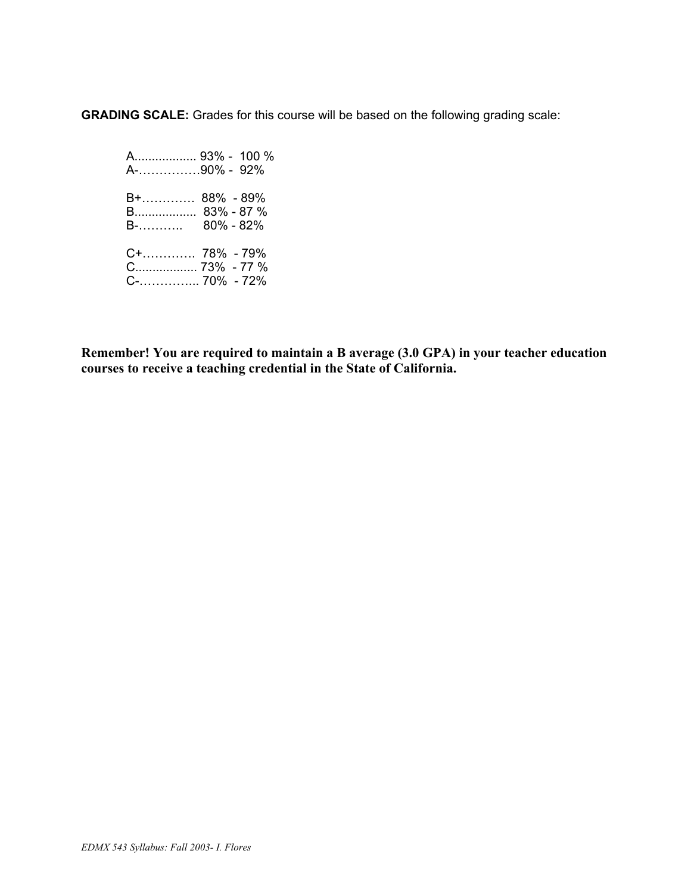**GRADING SCALE:** Grades for this course will be based on the following grading scale:

A.................. 93% - 100 %
A-……………90% - 92%

B+…………. 88% - 89%
B.................. 83% - 87 %
B-……….. 80% - 82%

C+…………. 78% - 79%
C.................. 73% - 77 %
C-………….. 70% - 72%

**Remember! You are required to maintain a B average (3.0 GPA) in your teacher education courses to receive a teaching credential in the State of California.**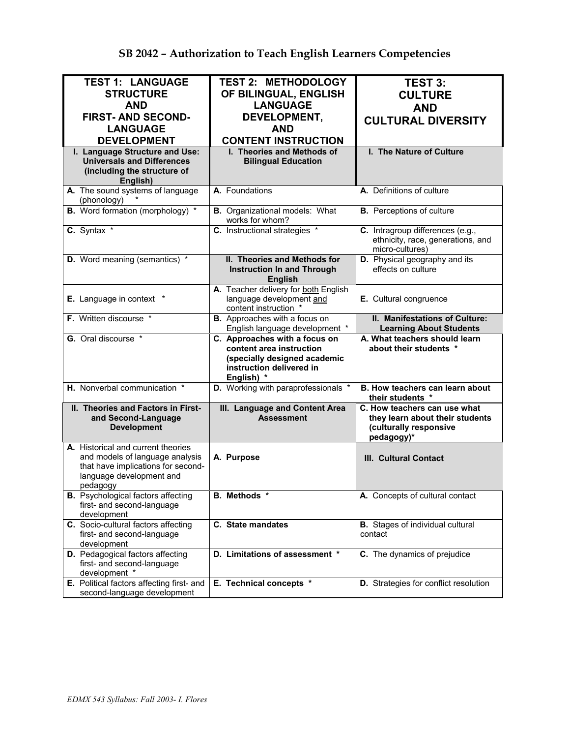# SB 2042 – Authorization to Teach English Learners Competencies

| TEST 1: LANGUAGE STRUCTURE AND FIRST- AND SECOND-LANGUAGE DEVELOPMENT | TEST 2: METHODOLOGY OF BILINGUAL, ENGLISH LANGUAGE DEVELOPMENT, AND CONTENT INSTRUCTION | TEST 3: CULTURE AND CULTURAL DIVERSITY |
|---|---|---|
| **I. Language Structure and Use: Universals and Differences (including the structure of English)** | **I. Theories and Methods of Bilingual Education** | **I. The Nature of Culture** |
| **A.** The sound systems of language (phonology) * | **A.** Foundations | **A.** Definitions of culture |
| **B.** Word formation (morphology) * | **B.** Organizational models: What works for whom? | **B.** Perceptions of culture |
| **C.** Syntax * | **C.** Instructional strategies * | **C.** Intragroup differences (e.g., ethnicity, race, generations, and micro-cultures) |
| **D.** Word meaning (semantics) * | **II. Theories and Methods for Instruction In and Through English** | **D.** Physical geography and its effects on culture |
| **E.** Language in context * | **A.** Teacher delivery for both English language development and content instruction * | **E.** Cultural congruence |
| **F.** Written discourse * | **B.** Approaches with a focus on English language development * | **II. Manifestations of Culture: Learning About Students** |
| **G.** Oral discourse * | **C. Approaches with a focus on content area instruction (specially designed academic instruction delivered in English) *** | **A. What teachers should learn about their students *** |
| **H.** Nonverbal communication * | **D.** Working with paraprofessionals * | **B. How teachers can learn about their students *** |
| **II. Theories and Factors in First- and Second-Language Development** | **III. Language and Content Area Assessment** | **C. How teachers can use what they learn about their students (culturally responsive pedagogy)*** |
| **A.** Historical and current theories and models of language analysis that have implications for second-language development and pedagogy | **A. Purpose** | **III. Cultural Contact** |
| **B.** Psychological factors affecting first- and second-language development | **B. Methods *** | **A.** Concepts of cultural contact |
| **C.** Socio-cultural factors affecting first- and second-language development | **C. State mandates** | **B.** Stages of individual cultural contact |
| **D.** Pedagogical factors affecting first- and second-language development * | **D. Limitations of assessment *** | **C.** The dynamics of prejudice |
| **E.** Political factors affecting first- and second-language development | **E. Technical concepts *** | **D.** Strategies for conflict resolution |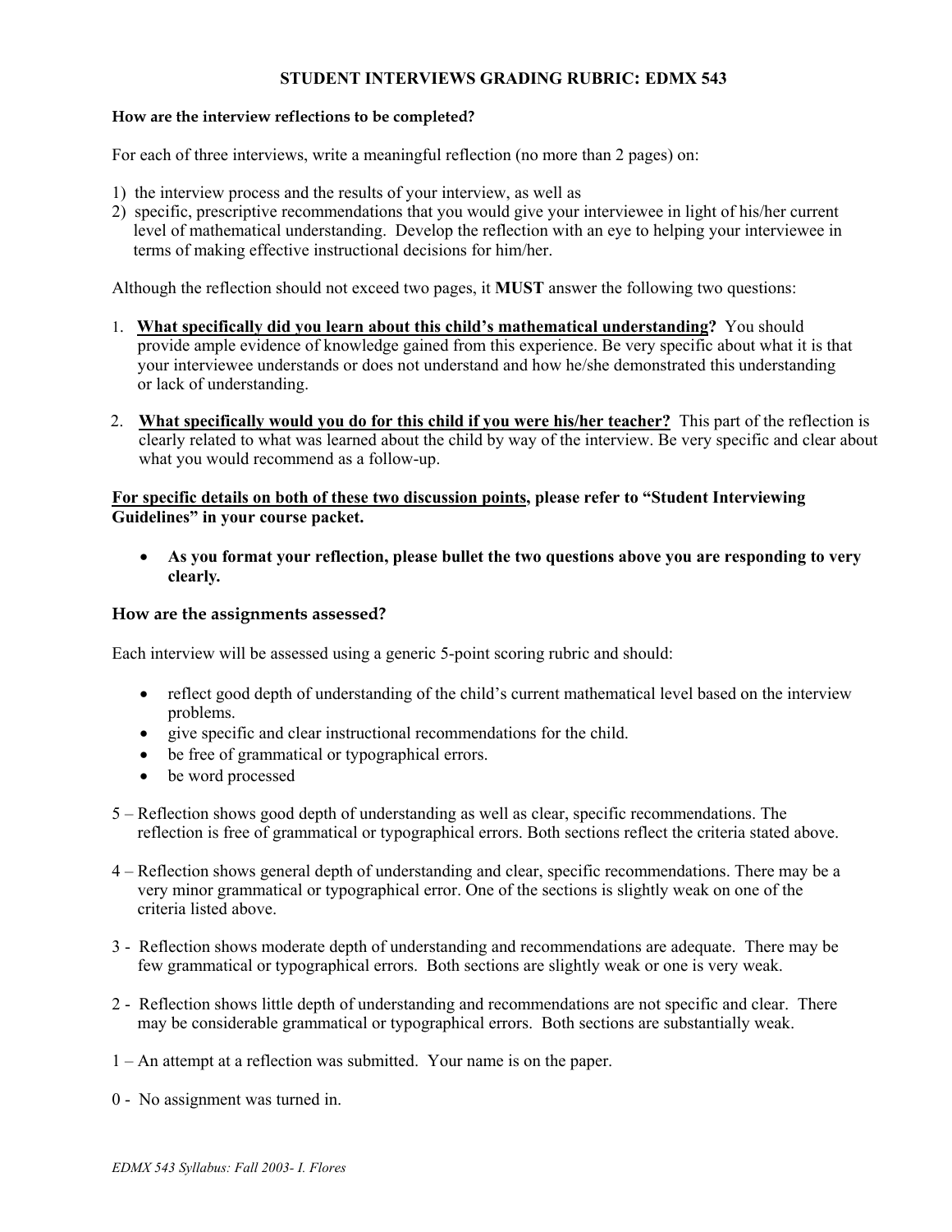## STUDENT INTERVIEWS GRADING RUBRIC: EDMX 543

**How are the interview reflections to be completed?**

For each of three interviews, write a meaningful reflection (no more than 2 pages) on:

1) the interview process and the results of your interview, as well as
2) specific, prescriptive recommendations that you would give your interviewee in light of his/her current level of mathematical understanding. Develop the reflection with an eye to helping your interviewee in terms of making effective instructional decisions for him/her.

Although the reflection should not exceed two pages, it **MUST** answer the following two questions:

1. **<u>What specifically did you learn about this child's mathematical understanding</u>?** You should provide ample evidence of knowledge gained from this experience. Be very specific about what it is that your interviewee understands or does not understand and how he/she demonstrated this understanding or lack of understanding.

2. **<u>What specifically would you do for this child if you were his/her teacher?</u>** This part of the reflection is clearly related to what was learned about the child by way of the interview. Be very specific and clear about what you would recommend as a follow-up.

**<u>For specific details on both of these two discussion points</u>, please refer to "Student Interviewing Guidelines" in your course packet.**

- **As you format your reflection, please bullet the two questions above you are responding to very clearly.**

### How are the assignments assessed?

Each interview will be assessed using a generic 5-point scoring rubric and should:

- reflect good depth of understanding of the child's current mathematical level based on the interview problems.
- give specific and clear instructional recommendations for the child.
- be free of grammatical or typographical errors.
- be word processed

5 – Reflection shows good depth of understanding as well as clear, specific recommendations. The reflection is free of grammatical or typographical errors. Both sections reflect the criteria stated above.

4 – Reflection shows general depth of understanding and clear, specific recommendations. There may be a very minor grammatical or typographical error. One of the sections is slightly weak on one of the criteria listed above.

3 - Reflection shows moderate depth of understanding and recommendations are adequate. There may be few grammatical or typographical errors. Both sections are slightly weak or one is very weak.

2 - Reflection shows little depth of understanding and recommendations are not specific and clear. There may be considerable grammatical or typographical errors. Both sections are substantially weak.

1 – An attempt at a reflection was submitted. Your name is on the paper.

0 - No assignment was turned in.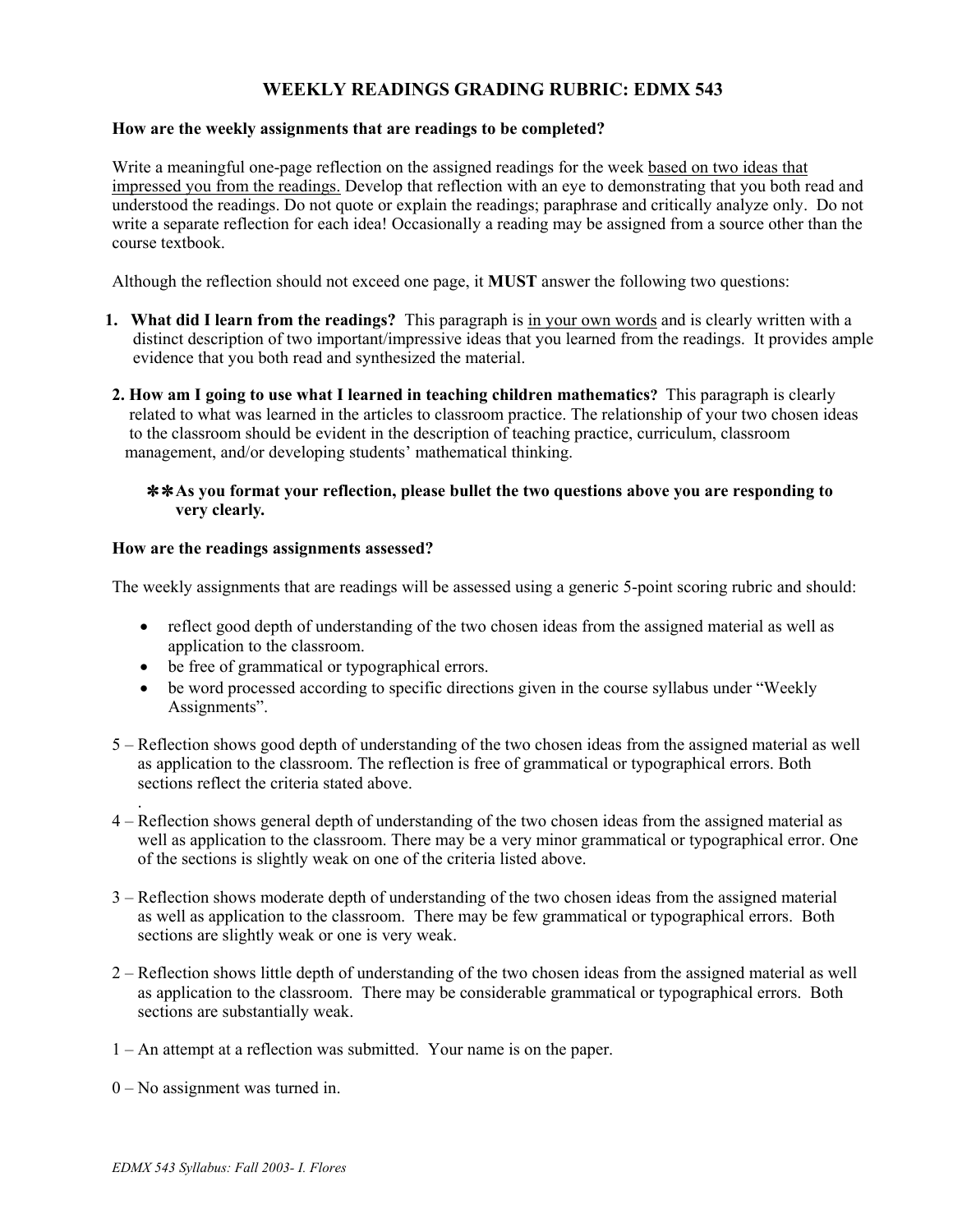# WEEKLY READINGS GRADING RUBRIC: EDMX 543

**How are the weekly assignments that are readings to be completed?**

Write a meaningful one-page reflection on the assigned readings for the week <u>based on two ideas that impressed you from the readings.</u> Develop that reflection with an eye to demonstrating that you both read and understood the readings. Do not quote or explain the readings; paraphrase and critically analyze only. Do not write a separate reflection for each idea! Occasionally a reading may be assigned from a source other than the course textbook.

Although the reflection should not exceed one page, it **MUST** answer the following two questions:

1. **What did I learn from the readings?** This paragraph is <u>in your own words</u> and is clearly written with a distinct description of two important/impressive ideas that you learned from the readings. It provides ample evidence that you both read and synthesized the material.
2. **How am I going to use what I learned in teaching children mathematics?** This paragraph is clearly related to what was learned in the articles to classroom practice. The relationship of your two chosen ideas to the classroom should be evident in the description of teaching practice, curriculum, classroom management, and/or developing students' mathematical thinking.

**✻✻As you format your reflection, please bullet the two questions above you are responding to very clearly.**

**How are the readings assignments assessed?**

The weekly assignments that are readings will be assessed using a generic 5-point scoring rubric and should:

- reflect good depth of understanding of the two chosen ideas from the assigned material as well as application to the classroom.
- be free of grammatical or typographical errors.
- be word processed according to specific directions given in the course syllabus under "Weekly Assignments".

5 – Reflection shows good depth of understanding of the two chosen ideas from the assigned material as well as application to the classroom. The reflection is free of grammatical or typographical errors. Both sections reflect the criteria stated above.

4 – Reflection shows general depth of understanding of the two chosen ideas from the assigned material as well as application to the classroom. There may be a very minor grammatical or typographical error. One of the sections is slightly weak on one of the criteria listed above.

3 – Reflection shows moderate depth of understanding of the two chosen ideas from the assigned material as well as application to the classroom. There may be few grammatical or typographical errors. Both sections are slightly weak or one is very weak.

2 – Reflection shows little depth of understanding of the two chosen ideas from the assigned material as well as application to the classroom. There may be considerable grammatical or typographical errors. Both sections are substantially weak.

1 – An attempt at a reflection was submitted. Your name is on the paper.

0 – No assignment was turned in.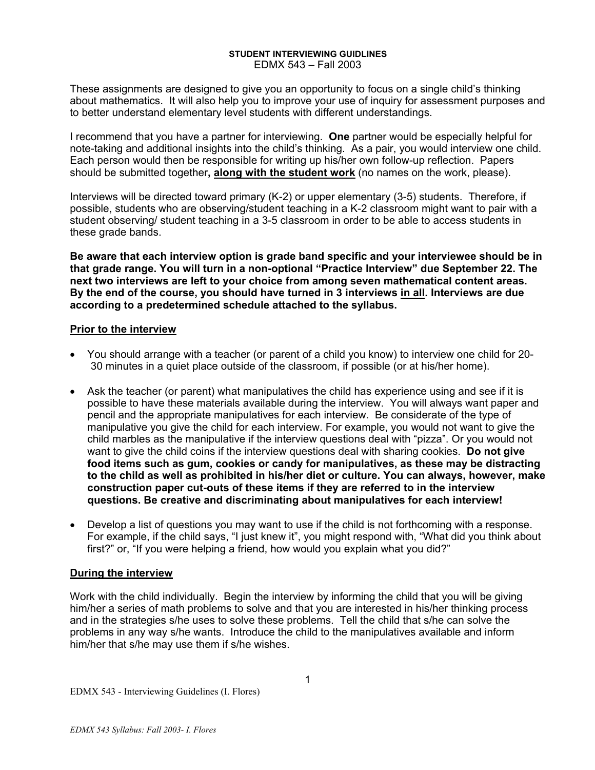**STUDENT INTERVIEWING GUIDLINES**
EDMX 543 – Fall 2003

These assignments are designed to give you an opportunity to focus on a single child's thinking about mathematics. It will also help you to improve your use of inquiry for assessment purposes and to better understand elementary level students with different understandings.

I recommend that you have a partner for interviewing. **One** partner would be especially helpful for note-taking and additional insights into the child's thinking. As a pair, you would interview one child. Each person would then be responsible for writing up his/her own follow-up reflection. Papers should be submitted together**, <u>along with the student work</u>** (no names on the work, please).

Interviews will be directed toward primary (K-2) or upper elementary (3-5) students. Therefore, if possible, students who are observing/student teaching in a K-2 classroom might want to pair with a student observing/ student teaching in a 3-5 classroom in order to be able to access students in these grade bands.

**Be aware that each interview option is grade band specific and your interviewee should be in that grade range. You will turn in a non-optional "Practice Interview" due September 22. The next two interviews are left to your choice from among seven mathematical content areas. By the end of the course, you should have turned in 3 interviews <u>in all</u>. Interviews are due according to a predetermined schedule attached to the syllabus.**

## <u>Prior to the interview</u>

- You should arrange with a teacher (or parent of a child you know) to interview one child for 20-30 minutes in a quiet place outside of the classroom, if possible (or at his/her home).
- Ask the teacher (or parent) what manipulatives the child has experience using and see if it is possible to have these materials available during the interview. You will always want paper and pencil and the appropriate manipulatives for each interview. Be considerate of the type of manipulative you give the child for each interview. For example, you would not want to give the child marbles as the manipulative if the interview questions deal with "pizza". Or you would not want to give the child coins if the interview questions deal with sharing cookies. **Do not give food items such as gum, cookies or candy for manipulatives, as these may be distracting to the child as well as prohibited in his/her diet or culture. You can always, however, make construction paper cut-outs of these items if they are referred to in the interview questions. Be creative and discriminating about manipulatives for each interview!**
- Develop a list of questions you may want to use if the child is not forthcoming with a response. For example, if the child says, "I just knew it", you might respond with, "What did you think about first?" or, "If you were helping a friend, how would you explain what you did?"

## <u>During the interview</u>

Work with the child individually. Begin the interview by informing the child that you will be giving him/her a series of math problems to solve and that you are interested in his/her thinking process and in the strategies s/he uses to solve these problems. Tell the child that s/he can solve the problems in any way s/he wants. Introduce the child to the manipulatives available and inform him/her that s/he may use them if s/he wishes.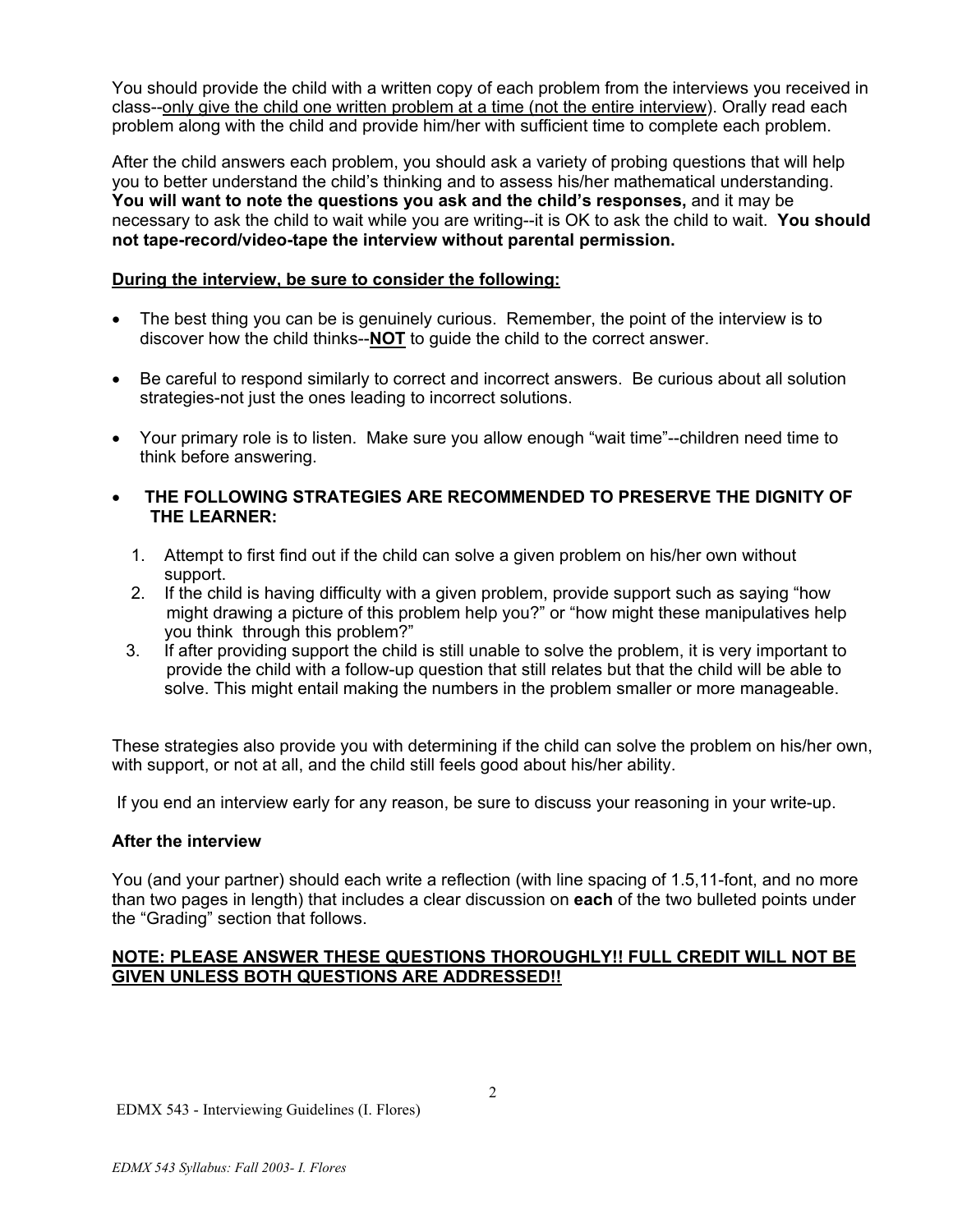You should provide the child with a written copy of each problem from the interviews you received in class--<u>only give the child one written problem at a time (not the entire interview)</u>. Orally read each problem along with the child and provide him/her with sufficient time to complete each problem.

After the child answers each problem, you should ask a variety of probing questions that will help you to better understand the child's thinking and to assess his/her mathematical understanding. **You will want to note the questions you ask and the child's responses,** and it may be necessary to ask the child to wait while you are writing--it is OK to ask the child to wait. **You should not tape-record/video-tape the interview without parental permission.**

**<u>During the interview, be sure to consider the following:</u>**

- The best thing you can be is genuinely curious. Remember, the point of the interview is to discover how the child thinks--**<u>NOT</u>** to guide the child to the correct answer.
- Be careful to respond similarly to correct and incorrect answers. Be curious about all solution strategies-not just the ones leading to incorrect solutions.
- Your primary role is to listen. Make sure you allow enough "wait time"--children need time to think before answering.
- **THE FOLLOWING STRATEGIES ARE RECOMMENDED TO PRESERVE THE DIGNITY OF THE LEARNER:**
  1. Attempt to first find out if the child can solve a given problem on his/her own without support.
  2. If the child is having difficulty with a given problem, provide support such as saying "how might drawing a picture of this problem help you?" or "how might these manipulatives help you think through this problem?"
  3. If after providing support the child is still unable to solve the problem, it is very important to provide the child with a follow-up question that still relates but that the child will be able to solve. This might entail making the numbers in the problem smaller or more manageable.

These strategies also provide you with determining if the child can solve the problem on his/her own, with support, or not at all, and the child still feels good about his/her ability.

If you end an interview early for any reason, be sure to discuss your reasoning in your write-up.

**After the interview**

You (and your partner) should each write a reflection (with line spacing of 1.5,11-font, and no more than two pages in length) that includes a clear discussion on **each** of the two bulleted points under the "Grading" section that follows.

**<u>NOTE: PLEASE ANSWER THESE QUESTIONS THOROUGHLY!! FULL CREDIT WILL NOT BE GIVEN UNLESS BOTH QUESTIONS ARE ADDRESSED!!</u>**

EDMX 543 - Interviewing Guidelines (I. Flores)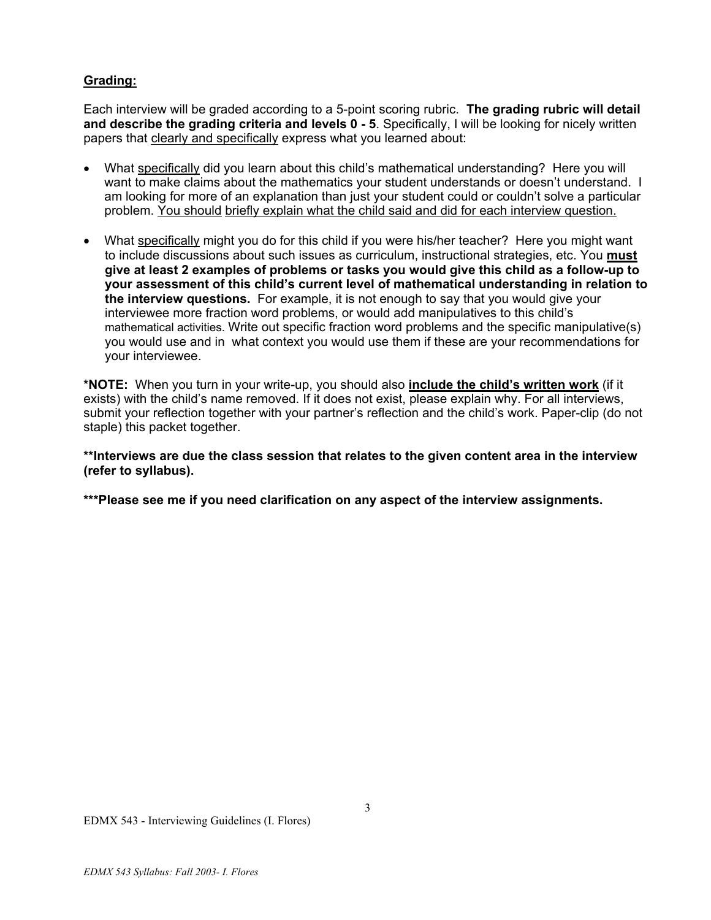**Grading:**

Each interview will be graded according to a 5-point scoring rubric. **The grading rubric will detail and describe the grading criteria and levels 0 - 5**. Specifically, I will be looking for nicely written papers that clearly and specifically express what you learned about:

- What specifically did you learn about this child's mathematical understanding? Here you will want to make claims about the mathematics your student understands or doesn't understand. I am looking for more of an explanation than just your student could or couldn't solve a particular problem. You should briefly explain what the child said and did for each interview question.
- What specifically might you do for this child if you were his/her teacher? Here you might want to include discussions about such issues as curriculum, instructional strategies, etc. You **must give at least 2 examples of problems or tasks you would give this child as a follow-up to your assessment of this child's current level of mathematical understanding in relation to the interview questions.** For example, it is not enough to say that you would give your interviewee more fraction word problems, or would add manipulatives to this child's mathematical activities. Write out specific fraction word problems and the specific manipulative(s) you would use and in what context you would use them if these are your recommendations for your interviewee.

**\*NOTE:** When you turn in your write-up, you should also **include the child's written work** (if it exists) with the child's name removed. If it does not exist, please explain why. For all interviews, submit your reflection together with your partner's reflection and the child's work. Paper-clip (do not staple) this packet together.

**\*\*Interviews are due the class session that relates to the given content area in the interview (refer to syllabus).**

**\*\*\*Please see me if you need clarification on any aspect of the interview assignments.**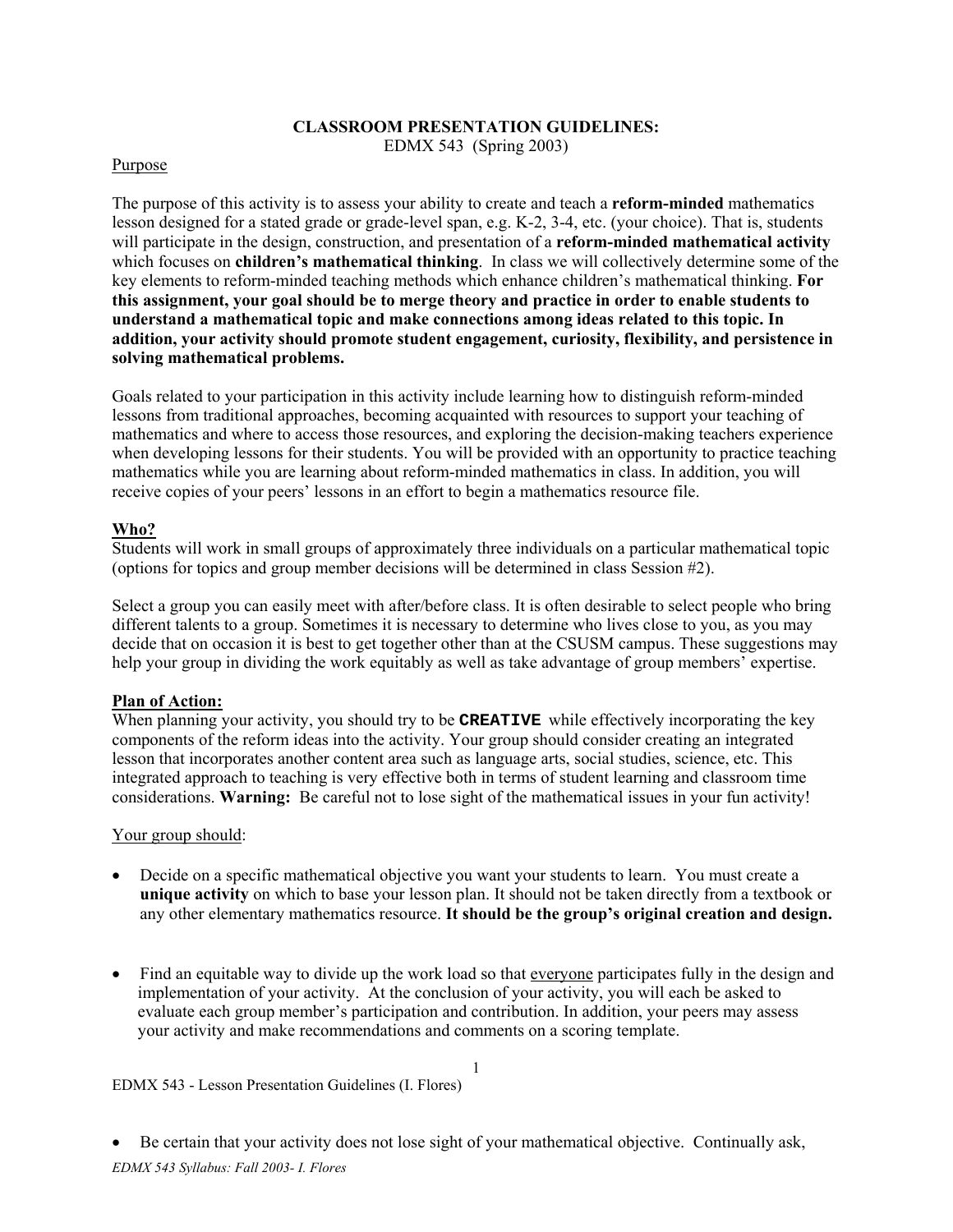**CLASSROOM PRESENTATION GUIDELINES:**
EDMX 543 (Spring 2003)

Purpose

The purpose of this activity is to assess your ability to create and teach a **reform-minded** mathematics lesson designed for a stated grade or grade-level span, e.g. K-2, 3-4, etc. (your choice). That is, students will participate in the design, construction, and presentation of a **reform-minded mathematical activity** which focuses on **children's mathematical thinking**. In class we will collectively determine some of the key elements to reform-minded teaching methods which enhance children's mathematical thinking. **For this assignment, your goal should be to merge theory and practice in order to enable students to understand a mathematical topic and make connections among ideas related to this topic. In addition, your activity should promote student engagement, curiosity, flexibility, and persistence in solving mathematical problems.**

Goals related to your participation in this activity include learning how to distinguish reform-minded lessons from traditional approaches, becoming acquainted with resources to support your teaching of mathematics and where to access those resources, and exploring the decision-making teachers experience when developing lessons for their students. You will be provided with an opportunity to practice teaching mathematics while you are learning about reform-minded mathematics in class. In addition, you will receive copies of your peers' lessons in an effort to begin a mathematics resource file.

**Who?**
Students will work in small groups of approximately three individuals on a particular mathematical topic (options for topics and group member decisions will be determined in class Session #2).

Select a group you can easily meet with after/before class. It is often desirable to select people who bring different talents to a group. Sometimes it is necessary to determine who lives close to you, as you may decide that on occasion it is best to get together other than at the CSUSM campus. These suggestions may help your group in dividing the work equitably as well as take advantage of group members' expertise.

**Plan of Action:**
When planning your activity, you should try to be **CREATIVE** while effectively incorporating the key components of the reform ideas into the activity. Your group should consider creating an integrated lesson that incorporates another content area such as language arts, social studies, science, etc. This integrated approach to teaching is very effective both in terms of student learning and classroom time considerations. **Warning:** Be careful not to lose sight of the mathematical issues in your fun activity!

Your group should:

- Decide on a specific mathematical objective you want your students to learn. You must create a **unique activity** on which to base your lesson plan. It should not be taken directly from a textbook or any other elementary mathematics resource. **It should be the group's original creation and design.**

- Find an equitable way to divide up the work load so that everyone participates fully in the design and implementation of your activity. At the conclusion of your activity, you will each be asked to evaluate each group member's participation and contribution. In addition, your peers may assess your activity and make recommendations and comments on a scoring template.

- Be certain that your activity does not lose sight of your mathematical objective. Continually ask,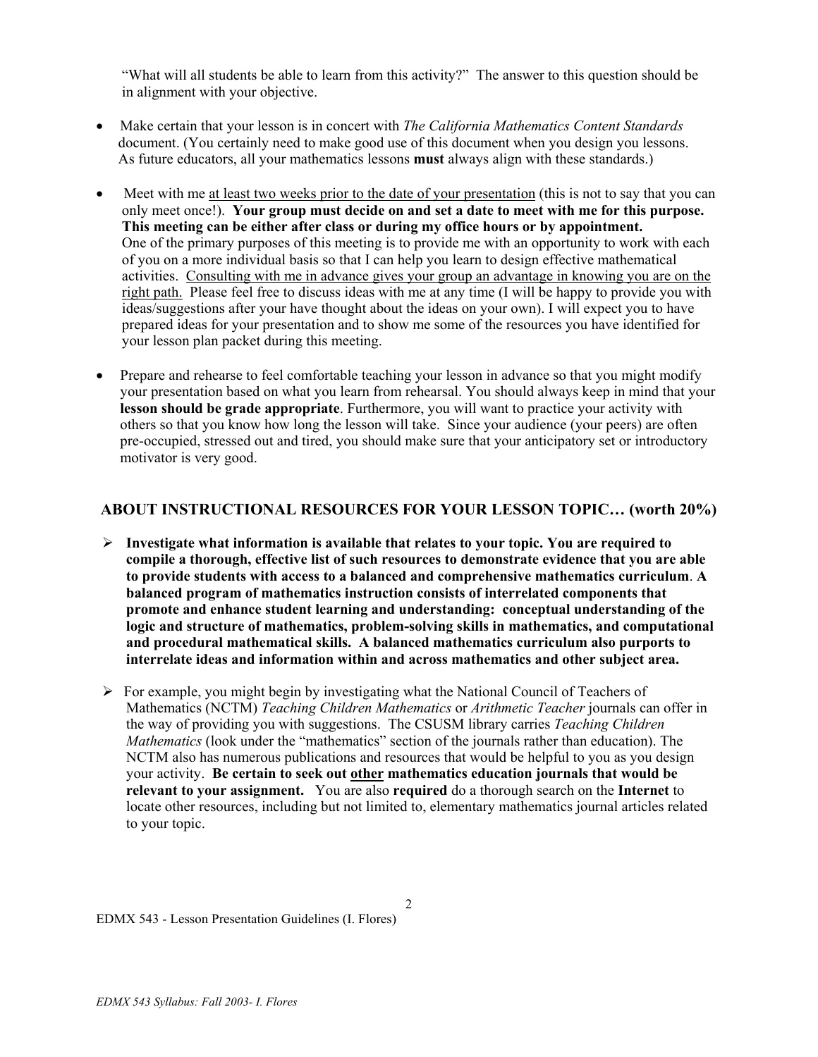"What will all students be able to learn from this activity?" The answer to this question should be in alignment with your objective.

- Make certain that your lesson is in concert with *The California Mathematics Content Standards* document. (You certainly need to make good use of this document when you design you lessons. As future educators, all your mathematics lessons **must** always align with these standards.)

- Meet with me <u>at least two weeks prior to the date of your presentation</u> (this is not to say that you can only meet once!). **Your group must decide on and set a date to meet with me for this purpose. This meeting can be either after class or during my office hours or by appointment.** One of the primary purposes of this meeting is to provide me with an opportunity to work with each of you on a more individual basis so that I can help you learn to design effective mathematical activities. <u>Consulting with me in advance gives your group an advantage in knowing you are on the right path.</u> Please feel free to discuss ideas with me at any time (I will be happy to provide you with ideas/suggestions after your have thought about the ideas on your own). I will expect you to have prepared ideas for your presentation and to show me some of the resources you have identified for your lesson plan packet during this meeting.

- Prepare and rehearse to feel comfortable teaching your lesson in advance so that you might modify your presentation based on what you learn from rehearsal. You should always keep in mind that your **lesson should be grade appropriate**. Furthermore, you will want to practice your activity with others so that you know how long the lesson will take. Since your audience (your peers) are often pre-occupied, stressed out and tired, you should make sure that your anticipatory set or introductory motivator is very good.

## ABOUT INSTRUCTIONAL RESOURCES FOR YOUR LESSON TOPIC… (worth 20%)

- **Investigate what information is available that relates to your topic. You are required to compile a thorough, effective list of such resources to demonstrate evidence that you are able to provide students with access to a balanced and comprehensive mathematics curriculum. A balanced program of mathematics instruction consists of interrelated components that promote and enhance student learning and understanding: conceptual understanding of the logic and structure of mathematics, problem-solving skills in mathematics, and computational and procedural mathematical skills. A balanced mathematics curriculum also purports to interrelate ideas and information within and across mathematics and other subject area.**

- For example, you might begin by investigating what the National Council of Teachers of Mathematics (NCTM) *Teaching Children Mathematics* or *Arithmetic Teacher* journals can offer in the way of providing you with suggestions. The CSUSM library carries *Teaching Children Mathematics* (look under the "mathematics" section of the journals rather than education). The NCTM also has numerous publications and resources that would be helpful to you as you design your activity. **Be certain to seek out <u>other</u> mathematics education journals that would be relevant to your assignment.** You are also **required** do a thorough search on the **Internet** to locate other resources, including but not limited to, elementary mathematics journal articles related to your topic.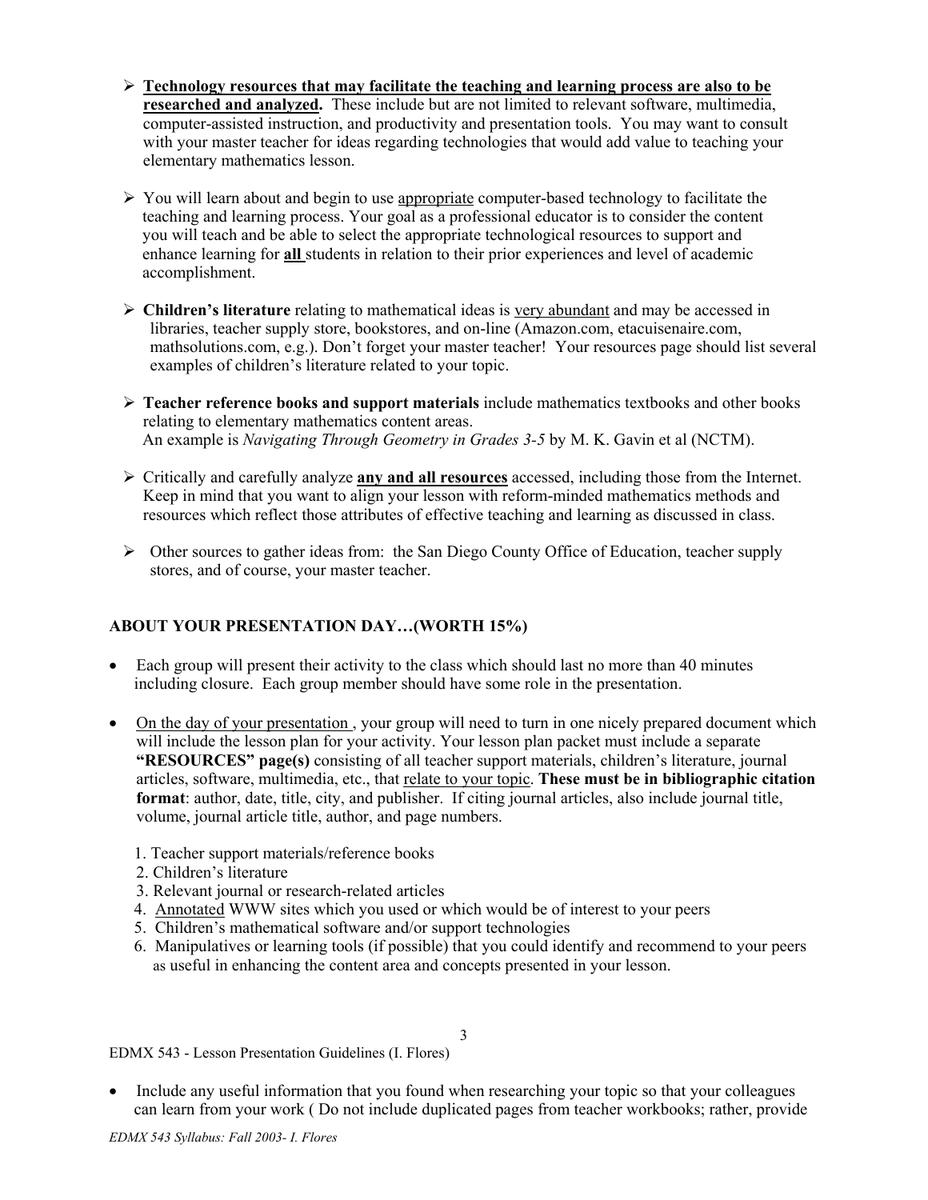- **Technology resources that may facilitate the teaching and learning process are also to be researched and analyzed.** These include but are not limited to relevant software, multimedia, computer-assisted instruction, and productivity and presentation tools. You may want to consult with your master teacher for ideas regarding technologies that would add value to teaching your elementary mathematics lesson.

- You will learn about and begin to use appropriate computer-based technology to facilitate the teaching and learning process. Your goal as a professional educator is to consider the content you will teach and be able to select the appropriate technological resources to support and enhance learning for **all** students in relation to their prior experiences and level of academic accomplishment.

- **Children's literature** relating to mathematical ideas is very abundant and may be accessed in libraries, teacher supply store, bookstores, and on-line (Amazon.com, etacuisenaire.com, mathsolutions.com, e.g.). Don't forget your master teacher! Your resources page should list several examples of children's literature related to your topic.

- **Teacher reference books and support materials** include mathematics textbooks and other books relating to elementary mathematics content areas.
  An example is *Navigating Through Geometry in Grades 3-5* by M. K. Gavin et al (NCTM).

- Critically and carefully analyze **any and all resources** accessed, including those from the Internet. Keep in mind that you want to align your lesson with reform-minded mathematics methods and resources which reflect those attributes of effective teaching and learning as discussed in class.

- Other sources to gather ideas from: the San Diego County Office of Education, teacher supply stores, and of course, your master teacher.

## ABOUT YOUR PRESENTATION DAY…(WORTH 15%)

- Each group will present their activity to the class which should last no more than 40 minutes including closure. Each group member should have some role in the presentation.

- On the day of your presentation , your group will need to turn in one nicely prepared document which will include the lesson plan for your activity. Your lesson plan packet must include a separate **"RESOURCES" page(s)** consisting of all teacher support materials, children's literature, journal articles, software, multimedia, etc., that relate to your topic. **These must be in bibliographic citation format**: author, date, title, city, and publisher. If citing journal articles, also include journal title, volume, journal article title, author, and page numbers.

  1. Teacher support materials/reference books
  2. Children's literature
  3. Relevant journal or research-related articles
  4. Annotated WWW sites which you used or which would be of interest to your peers
  5. Children's mathematical software and/or support technologies
  6. Manipulatives or learning tools (if possible) that you could identify and recommend to your peers as useful in enhancing the content area and concepts presented in your lesson.

- Include any useful information that you found when researching your topic so that your colleagues can learn from your work ( Do not include duplicated pages from teacher workbooks; rather, provide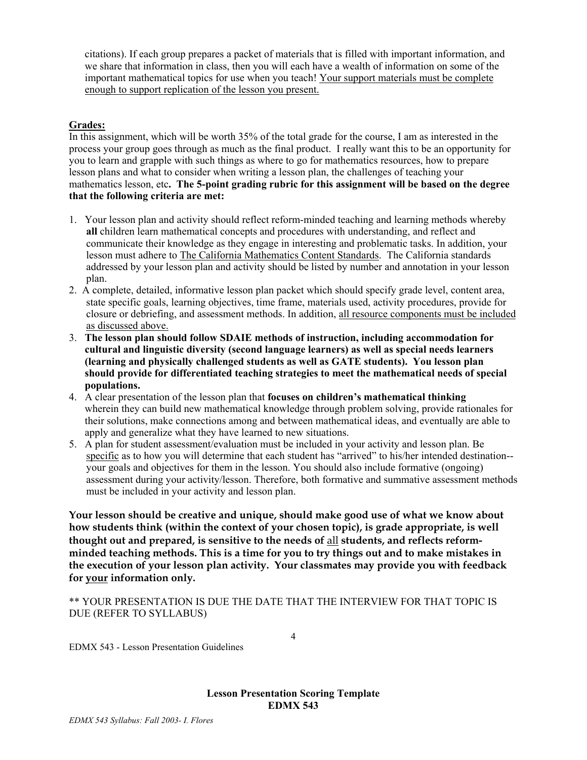citations). If each group prepares a packet of materials that is filled with important information, and we share that information in class, then you will each have a wealth of information on some of the important mathematical topics for use when you teach! Your support materials must be complete enough to support replication of the lesson you present.

**Grades:**

In this assignment, which will be worth 35% of the total grade for the course, I am as interested in the process your group goes through as much as the final product. I really want this to be an opportunity for you to learn and grapple with such things as where to go for mathematics resources, how to prepare lesson plans and what to consider when writing a lesson plan, the challenges of teaching your mathematics lesson, etc**. The 5-point grading rubric for this assignment will be based on the degree that the following criteria are met:**

1. Your lesson plan and activity should reflect reform-minded teaching and learning methods whereby **all** children learn mathematical concepts and procedures with understanding, and reflect and communicate their knowledge as they engage in interesting and problematic tasks. In addition, your lesson must adhere to The California Mathematics Content Standards. The California standards addressed by your lesson plan and activity should be listed by number and annotation in your lesson plan.
2. A complete, detailed, informative lesson plan packet which should specify grade level, content area, state specific goals, learning objectives, time frame, materials used, activity procedures, provide for closure or debriefing, and assessment methods. In addition, all resource components must be included as discussed above.
3. **The lesson plan should follow SDAIE methods of instruction, including accommodation for cultural and linguistic diversity (second language learners) as well as special needs learners (learning and physically challenged students as well as GATE students). You lesson plan should provide for differentiated teaching strategies to meet the mathematical needs of special populations.**
4. A clear presentation of the lesson plan that **focuses on children's mathematical thinking** wherein they can build new mathematical knowledge through problem solving, provide rationales for their solutions, make connections among and between mathematical ideas, and eventually are able to apply and generalize what they have learned to new situations.
5. A plan for student assessment/evaluation must be included in your activity and lesson plan. Be specific as to how you will determine that each student has "arrived" to his/her intended destination--your goals and objectives for them in the lesson. You should also include formative (ongoing) assessment during your activity/lesson. Therefore, both formative and summative assessment methods must be included in your activity and lesson plan.

**Your lesson should be creative and unique, should make good use of what we know about how students think (within the context of your chosen topic), is grade appropriate, is well thought out and prepared, is sensitive to the needs of all students, and reflects reform-minded teaching methods. This is a time for you to try things out and to make mistakes in the execution of your lesson plan activity. Your classmates may provide you with feedback for your information only.**

** YOUR PRESENTATION IS DUE THE DATE THAT THE INTERVIEW FOR THAT TOPIC IS DUE (REFER TO SYLLABUS)

EDMX 543 - Lesson Presentation Guidelines

**Lesson Presentation Scoring Template**
**EDMX 543**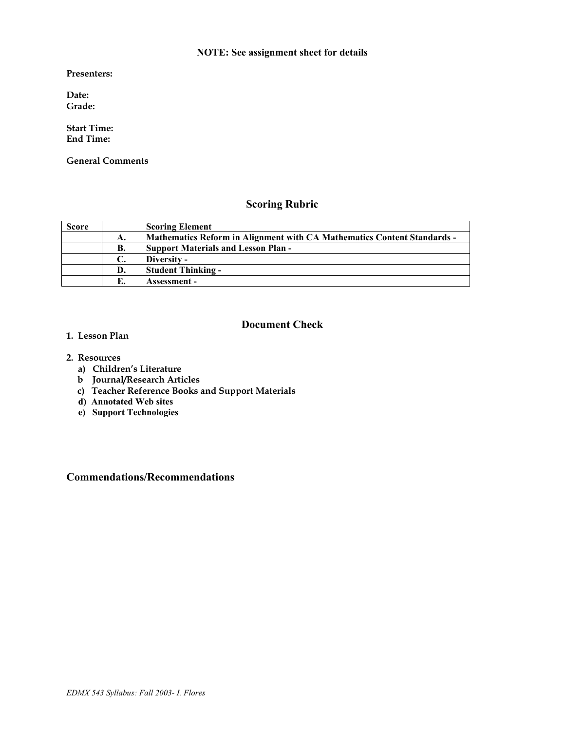**NOTE: See assignment sheet for details**

**Presenters:**

**Date:**
**Grade:**

**Start Time:**
**End Time:**

**General Comments**

## Scoring Rubric

| Score | | Scoring Element |
|---|---|---|
| | A. | Mathematics Reform in Alignment with CA Mathematics Content Standards - |
| | B. | Support Materials and Lesson Plan - |
| | C. | Diversity - |
| | D. | Student Thinking - |
| | E. | Assessment - |

## Document Check

1. **Lesson Plan**

2. **Resources**
   - a) **Children's Literature**
   - b **Journal/Research Articles**
   - c) **Teacher Reference Books and Support Materials**
   - d) **Annotated Web sites**
   - e) **Support Technologies**

## Commendations/Recommendations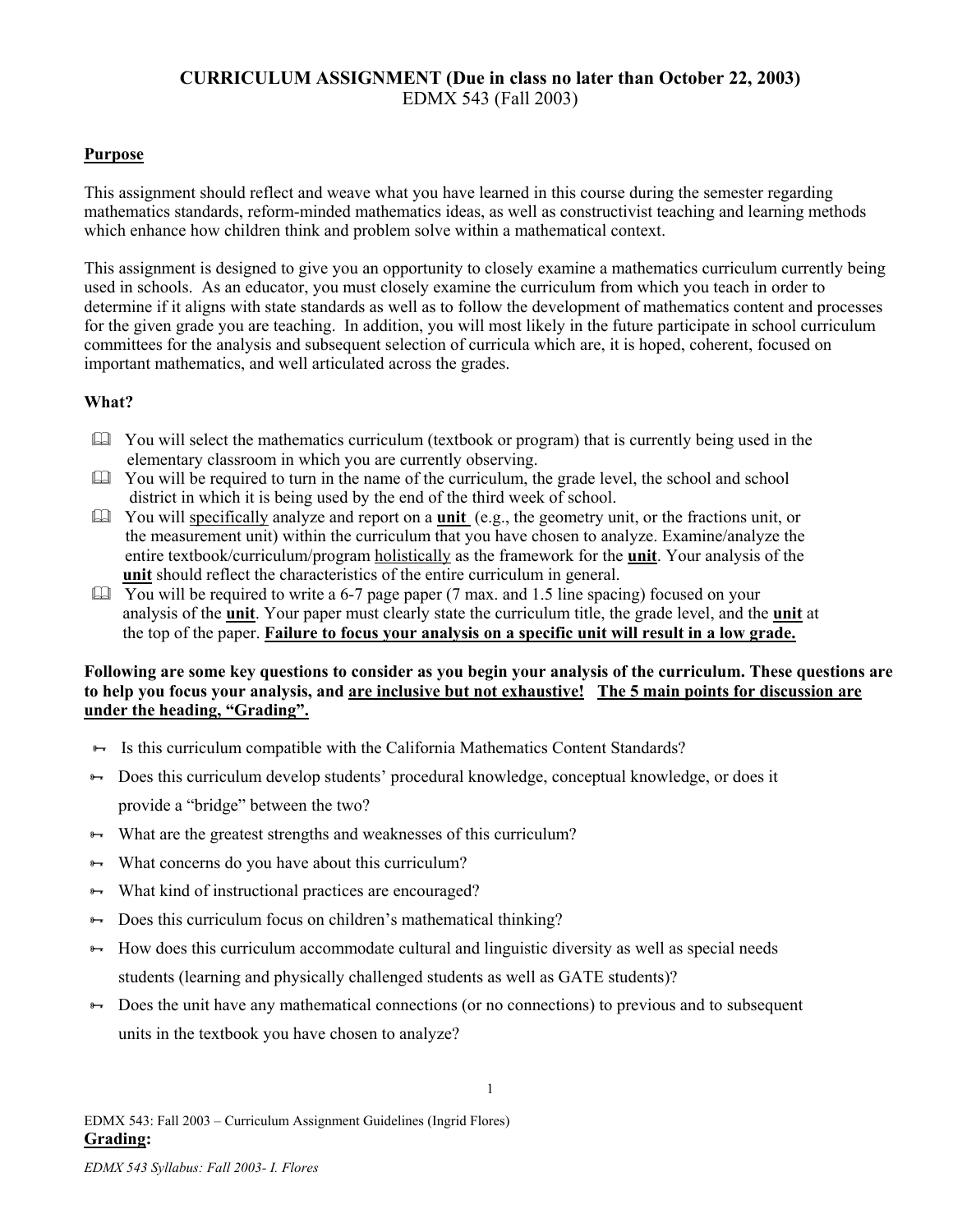**CURRICULUM ASSIGNMENT (Due in class no later than October 22, 2003)**
EDMX 543 (Fall 2003)

**Purpose**

This assignment should reflect and weave what you have learned in this course during the semester regarding mathematics standards, reform-minded mathematics ideas, as well as constructivist teaching and learning methods which enhance how children think and problem solve within a mathematical context.

This assignment is designed to give you an opportunity to closely examine a mathematics curriculum currently being used in schools. As an educator, you must closely examine the curriculum from which you teach in order to determine if it aligns with state standards as well as to follow the development of mathematics content and processes for the given grade you are teaching. In addition, you will most likely in the future participate in school curriculum committees for the analysis and subsequent selection of curricula which are, it is hoped, coherent, focused on important mathematics, and well articulated across the grades.

**What?**

- You will select the mathematics curriculum (textbook or program) that is currently being used in the elementary classroom in which you are currently observing.
- You will be required to turn in the name of the curriculum, the grade level, the school and school district in which it is being used by the end of the third week of school.
- You will specifically analyze and report on a **unit** (e.g., the geometry unit, or the fractions unit, or the measurement unit) within the curriculum that you have chosen to analyze. Examine/analyze the entire textbook/curriculum/program holistically as the framework for the **unit**. Your analysis of the **unit** should reflect the characteristics of the entire curriculum in general.
- You will be required to write a 6-7 page paper (7 max. and 1.5 line spacing) focused on your analysis of the **unit**. Your paper must clearly state the curriculum title, the grade level, and the **unit** at the top of the paper. **Failure to focus your analysis on a specific unit will result in a low grade.**

**Following are some key questions to consider as you begin your analysis of the curriculum. These questions are to help you focus your analysis, and are inclusive but not exhaustive! The 5 main points for discussion are under the heading, "Grading".**

- Is this curriculum compatible with the California Mathematics Content Standards?
- Does this curriculum develop students' procedural knowledge, conceptual knowledge, or does it provide a "bridge" between the two?
- What are the greatest strengths and weaknesses of this curriculum?
- What concerns do you have about this curriculum?
- What kind of instructional practices are encouraged?
- Does this curriculum focus on children's mathematical thinking?
- How does this curriculum accommodate cultural and linguistic diversity as well as special needs students (learning and physically challenged students as well as GATE students)?
- Does the unit have any mathematical connections (or no connections) to previous and to subsequent units in the textbook you have chosen to analyze?

**Grading:**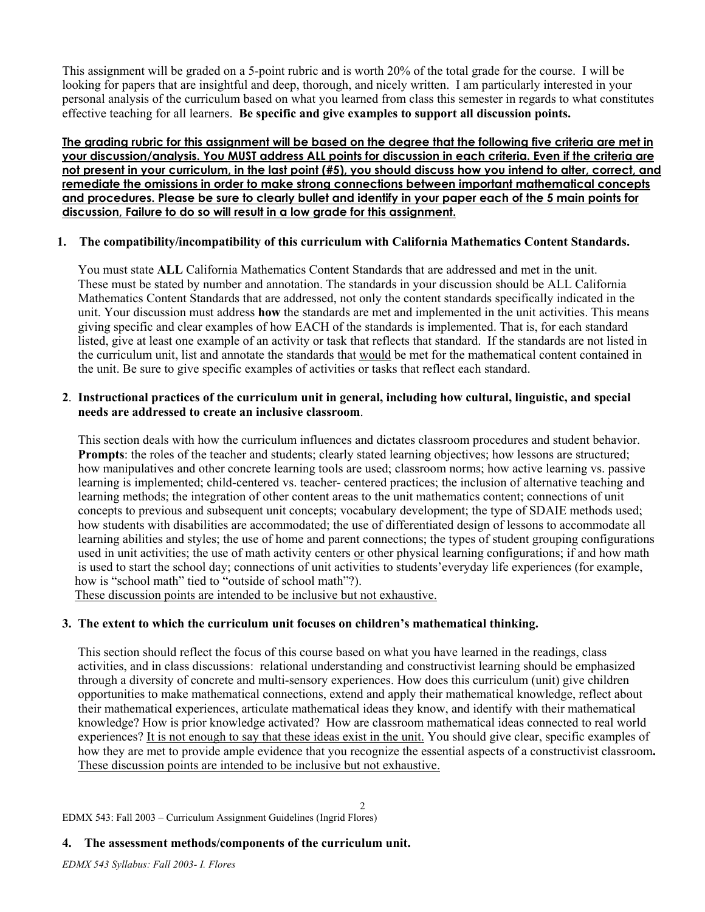This assignment will be graded on a 5-point rubric and is worth 20% of the total grade for the course. I will be looking for papers that are insightful and deep, thorough, and nicely written. I am particularly interested in your personal analysis of the curriculum based on what you learned from class this semester in regards to what constitutes effective teaching for all learners. **Be specific and give examples to support all discussion points.**

**<u>The grading rubric for this assignment will be based on the degree that the following five criteria are met in your discussion/analysis. You MUST address ALL points for discussion in each criteria. Even if the criteria are not present in your curriculum, in the last point (#5), you should discuss how you intend to alter, correct, and remediate the omissions in order to make strong connections between important mathematical concepts and procedures. Please be sure to clearly bullet and identify in your paper each of the 5 main points for discussion, Failure to do so will result in a low grade for this assignment.</u>**

1. **The compatibility/incompatibility of this curriculum with California Mathematics Content Standards.**

   You must state **ALL** California Mathematics Content Standards that are addressed and met in the unit. These must be stated by number and annotation. The standards in your discussion should be ALL California Mathematics Content Standards that are addressed, not only the content standards specifically indicated in the unit. Your discussion must address **how** the standards are met and implemented in the unit activities. This means giving specific and clear examples of how EACH of the standards is implemented. That is, for each standard listed, give at least one example of an activity or task that reflects that standard. If the standards are not listed in the curriculum unit, list and annotate the standards that <u>would</u> be met for the mathematical content contained in the unit. Be sure to give specific examples of activities or tasks that reflect each standard.

2. **Instructional practices of the curriculum unit in general, including how cultural, linguistic, and special needs are addressed to create an inclusive classroom**.

   This section deals with how the curriculum influences and dictates classroom procedures and student behavior. **Prompts**: the roles of the teacher and students; clearly stated learning objectives; how lessons are structured; how manipulatives and other concrete learning tools are used; classroom norms; how active learning vs. passive learning is implemented; child-centered vs. teacher- centered practices; the inclusion of alternative teaching and learning methods; the integration of other content areas to the unit mathematics content; connections of unit concepts to previous and subsequent unit concepts; vocabulary development; the type of SDAIE methods used; how students with disabilities are accommodated; the use of differentiated design of lessons to accommodate all learning abilities and styles; the use of home and parent connections; the types of student grouping configurations used in unit activities; the use of math activity centers <u>or</u> other physical learning configurations; if and how math is used to start the school day; connections of unit activities to students'everyday life experiences (for example, how is "school math" tied to "outside of school math"?).
   <u>These discussion points are intended to be inclusive but not exhaustive.</u>

3. **The extent to which the curriculum unit focuses on children's mathematical thinking.**

   This section should reflect the focus of this course based on what you have learned in the readings, class activities, and in class discussions: relational understanding and constructivist learning should be emphasized through a diversity of concrete and multi-sensory experiences. How does this curriculum (unit) give children opportunities to make mathematical connections, extend and apply their mathematical knowledge, reflect about their mathematical experiences, articulate mathematical ideas they know, and identify with their mathematical knowledge? How is prior knowledge activated? How are classroom mathematical ideas connected to real world experiences? <u>It is not enough to say that these ideas exist in the unit.</u> You should give clear, specific examples of how they are met to provide ample evidence that you recognize the essential aspects of a constructivist classroom**.** <u>These discussion points are intended to be inclusive but not exhaustive.</u>

EDMX 543: Fall 2003 – Curriculum Assignment Guidelines (Ingrid Flores)

4. **The assessment methods/components of the curriculum unit.**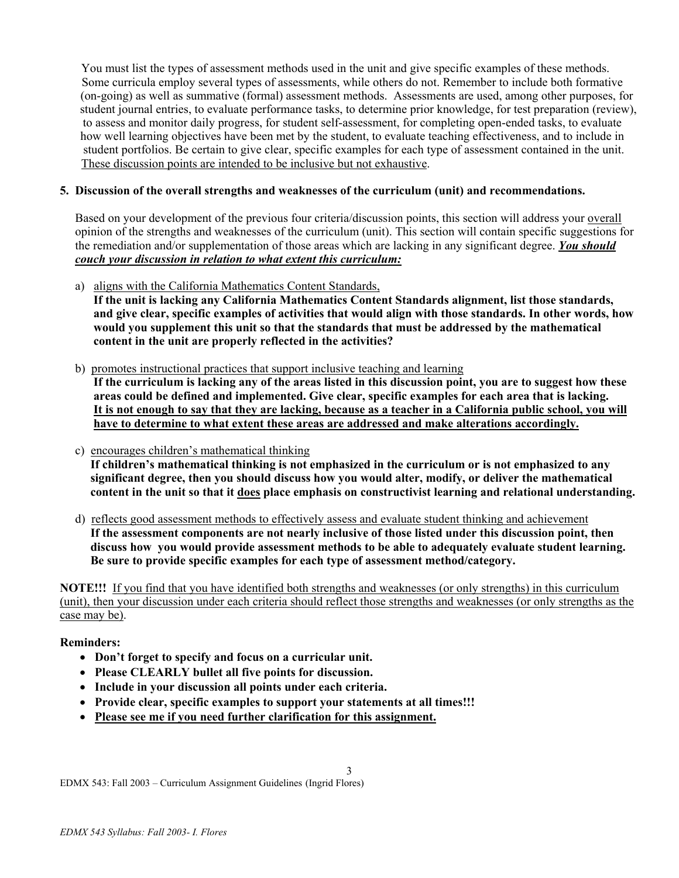You must list the types of assessment methods used in the unit and give specific examples of these methods. Some curricula employ several types of assessments, while others do not. Remember to include both formative (on-going) as well as summative (formal) assessment methods. Assessments are used, among other purposes, for student journal entries, to evaluate performance tasks, to determine prior knowledge, for test preparation (review), to assess and monitor daily progress, for student self-assessment, for completing open-ended tasks, to evaluate how well learning objectives have been met by the student, to evaluate teaching effectiveness, and to include in student portfolios. Be certain to give clear, specific examples for each type of assessment contained in the unit. <u>These discussion points are intended to be inclusive but not exhaustive</u>.

**5. Discussion of the overall strengths and weaknesses of the curriculum (unit) and recommendations.**

Based on your development of the previous four criteria/discussion points, this section will address your <u>overall</u> opinion of the strengths and weaknesses of the curriculum (unit). This section will contain specific suggestions for the remediation and/or supplementation of those areas which are lacking in any significant degree. ***<u>You should couch your discussion in relation to what extent this curriculum:</u>***

a) <u>aligns with the California Mathematics Content Standards,</u>
   **If the unit is lacking any California Mathematics Content Standards alignment, list those standards, and give clear, specific examples of activities that would align with those standards. In other words, how would you supplement this unit so that the standards that must be addressed by the mathematical content in the unit are properly reflected in the activities?**

b) <u>promotes instructional practices that support inclusive teaching and learning</u>
   **If the curriculum is lacking any of the areas listed in this discussion point, you are to suggest how these areas could be defined and implemented. Give clear, specific examples for each area that is lacking. <u>It is not enough to say that they are lacking, because as a teacher in a California public school, you will have to determine to what extent these areas are addressed and make alterations accordingly.</u>**

c) <u>encourages children's mathematical thinking</u>
   **If children's mathematical thinking is not emphasized in the curriculum or is not emphasized to any significant degree, then you should discuss how you would alter, modify, or deliver the mathematical content in the unit so that it <u>does</u> place emphasis on constructivist learning and relational understanding.**

d) <u>reflects good assessment methods to effectively assess and evaluate student thinking and achievement</u>
   **If the assessment components are not nearly inclusive of those listed under this discussion point, then discuss how you would provide assessment methods to be able to adequately evaluate student learning. Be sure to provide specific examples for each type of assessment method/category.**

**NOTE!!!** <u>If you find that you have identified both strengths and weaknesses (or only strengths) in this curriculum (unit), then your discussion under each criteria should reflect those strengths and weaknesses (or only strengths as the case may be).</u>

**Reminders:**

- **Don't forget to specify and focus on a curricular unit.**
- **Please CLEARLY bullet all five points for discussion.**
- **Include in your discussion all points under each criteria.**
- **Provide clear, specific examples to support your statements at all times!!!**
- **<u>Please see me if you need further clarification for this assignment.</u>**

EDMX 543: Fall 2003 – Curriculum Assignment Guidelines (Ingrid Flores)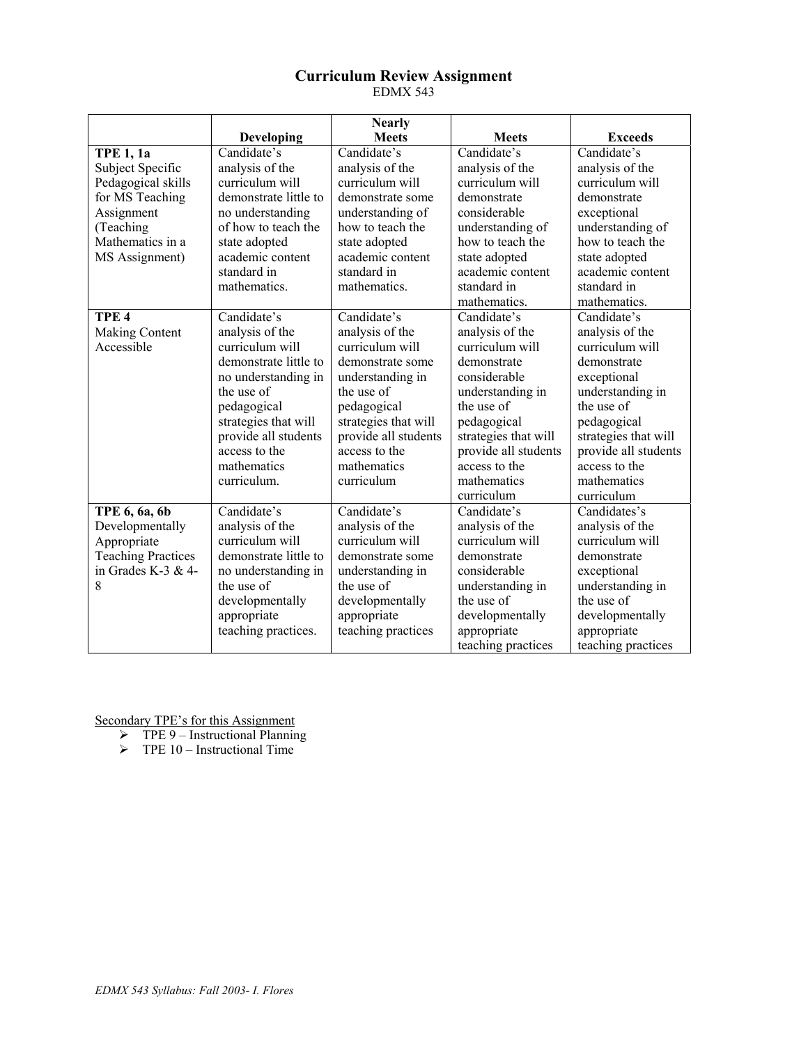# Curriculum Review Assignment

EDMX 543

| | Developing | Nearly Meets | Meets | Exceeds |
|---|---|---|---|---|
| **TPE 1, 1a** Subject Specific Pedagogical skills for MS Teaching Assignment (Teaching Mathematics in a MS Assignment) | Candidate's analysis of the curriculum will demonstrate little to no understanding of how to teach the state adopted academic content standard in mathematics. | Candidate's analysis of the curriculum will demonstrate some understanding of how to teach the state adopted academic content standard in mathematics. | Candidate's analysis of the curriculum will demonstrate considerable understanding of how to teach the state adopted academic content standard in mathematics. | Candidate's analysis of the curriculum will demonstrate exceptional understanding of how to teach the state adopted academic content standard in mathematics. |
| **TPE 4** Making Content Accessible | Candidate's analysis of the curriculum will demonstrate little to no understanding in the use of pedagogical strategies that will provide all students access to the mathematics curriculum. | Candidate's analysis of the curriculum will demonstrate some understanding in the use of pedagogical strategies that will provide all students access to the mathematics curriculum | Candidate's analysis of the curriculum will demonstrate considerable understanding in the use of pedagogical strategies that will provide all students access to the mathematics curriculum | Candidate's analysis of the curriculum will demonstrate exceptional understanding in the use of pedagogical strategies that will provide all students access to the mathematics curriculum |
| **TPE 6, 6a, 6b** Developmentally Appropriate Teaching Practices in Grades K-3 & 4-8 | Candidate's analysis of the curriculum will demonstrate little to no understanding in the use of developmentally appropriate teaching practices. | Candidate's analysis of the curriculum will demonstrate some understanding in the use of developmentally appropriate teaching practices | Candidate's analysis of the curriculum will demonstrate considerable understanding in the use of developmentally appropriate teaching practices | Candidates's analysis of the curriculum will demonstrate exceptional understanding in the use of developmentally appropriate teaching practices |

Secondary TPE's for this Assignment

- TPE 9 – Instructional Planning
- TPE 10 – Instructional Time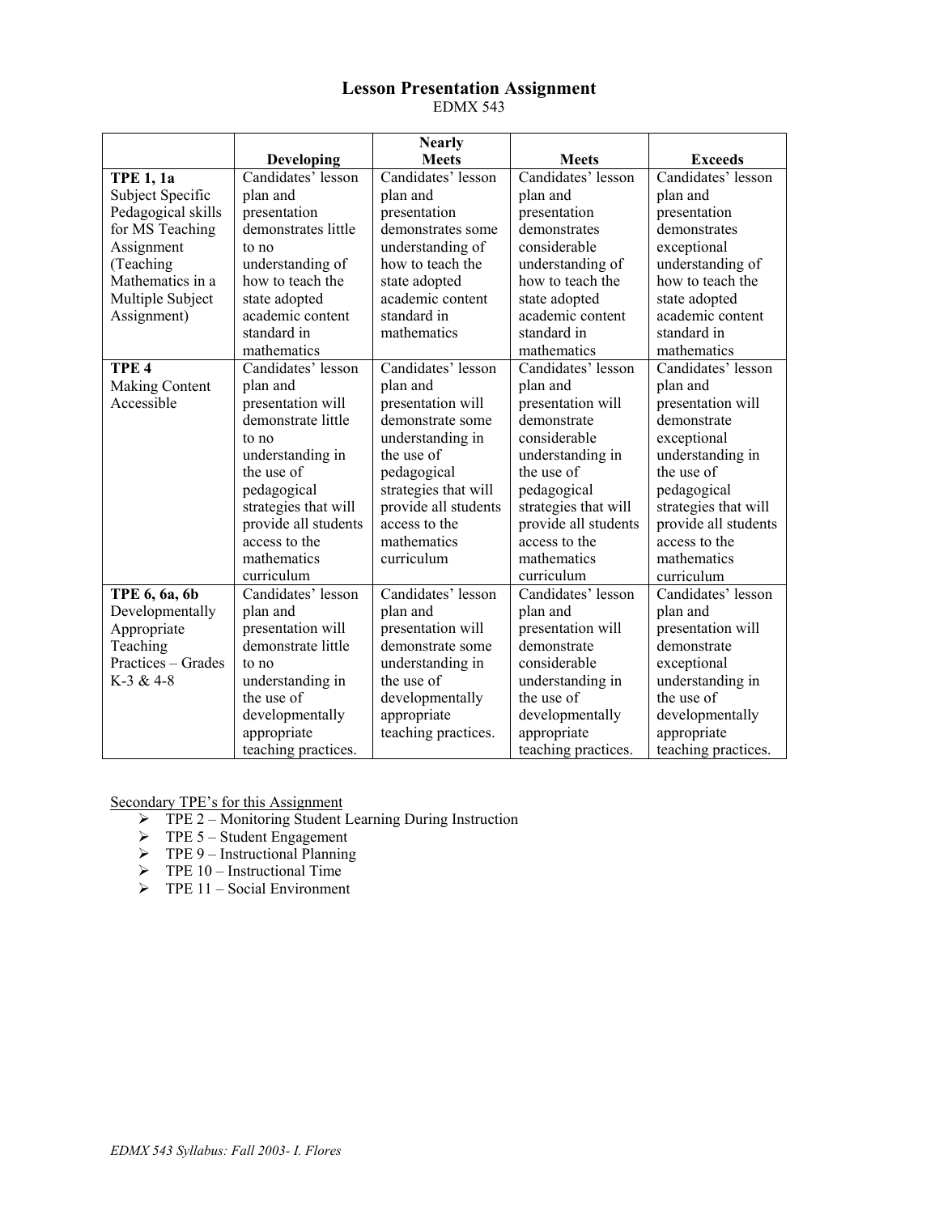# Lesson Presentation Assignment

EDMX 543

| | Developing | Nearly Meets | Meets | Exceeds |
|---|---|---|---|---|
| **TPE 1, 1a** Subject Specific Pedagogical skills for MS Teaching Assignment (Teaching Mathematics in a Multiple Subject Assignment) | Candidates' lesson plan and presentation demonstrates little to no understanding of how to teach the state adopted academic content standard in mathematics | Candidates' lesson plan and presentation demonstrates some understanding of how to teach the state adopted academic content standard in mathematics | Candidates' lesson plan and presentation demonstrates considerable understanding of how to teach the state adopted academic content standard in mathematics | Candidates' lesson plan and presentation demonstrates exceptional understanding of how to teach the state adopted academic content standard in mathematics |
| **TPE 4** Making Content Accessible | Candidates' lesson plan and presentation will demonstrate little to no understanding in the use of pedagogical strategies that will provide all students access to the mathematics curriculum | Candidates' lesson plan and presentation will demonstrate some understanding in the use of pedagogical strategies that will provide all students access to the mathematics curriculum | Candidates' lesson plan and presentation will demonstrate considerable understanding in the use of pedagogical strategies that will provide all students access to the mathematics curriculum | Candidates' lesson plan and presentation will demonstrate exceptional understanding in the use of pedagogical strategies that will provide all students access to the mathematics curriculum |
| **TPE 6, 6a, 6b** Developmentally Appropriate Teaching Practices – Grades K-3 & 4-8 | Candidates' lesson plan and presentation will demonstrate little to no understanding in the use of developmentally appropriate teaching practices. | Candidates' lesson plan and presentation will demonstrate some understanding in the use of developmentally appropriate teaching practices. | Candidates' lesson plan and presentation will demonstrate considerable understanding in the use of developmentally appropriate teaching practices. | Candidates' lesson plan and presentation will demonstrate exceptional understanding in the use of developmentally appropriate teaching practices. |

Secondary TPE's for this Assignment

- TPE 2 – Monitoring Student Learning During Instruction
- TPE 5 – Student Engagement
- TPE 9 – Instructional Planning
- TPE 10 – Instructional Time
- TPE 11 – Social Environment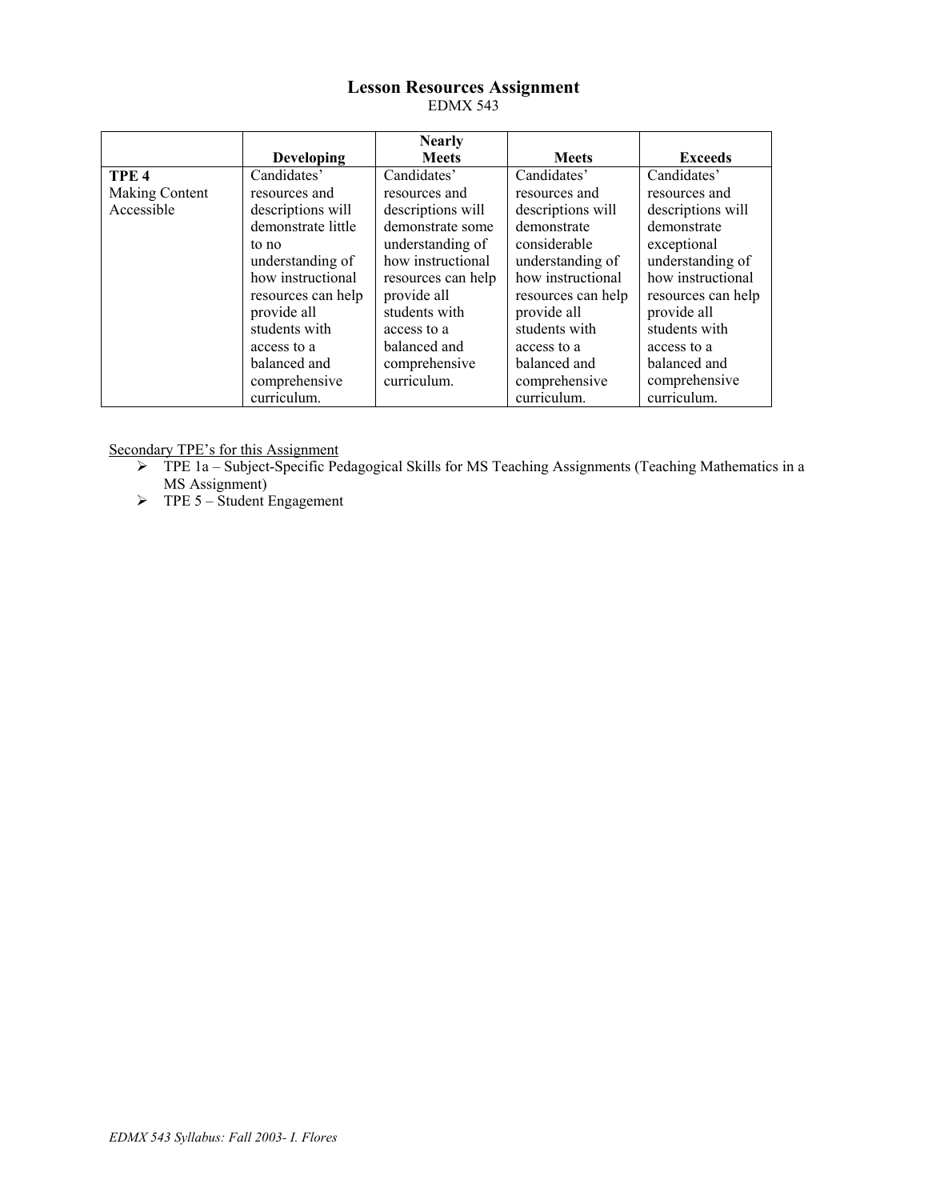# Lesson Resources Assignment

EDMX 543

| | Developing | Nearly Meets | Meets | Exceeds |
|---|---|---|---|---|
| **TPE 4** Making Content Accessible | Candidates' resources and descriptions will demonstrate little to no understanding of how instructional resources can help provide all students with access to a balanced and comprehensive curriculum. | Candidates' resources and descriptions will demonstrate some understanding of how instructional resources can help provide all students with access to a balanced and comprehensive curriculum. | Candidates' resources and descriptions will demonstrate considerable understanding of how instructional resources can help provide all students with access to a balanced and comprehensive curriculum. | Candidates' resources and descriptions will demonstrate exceptional understanding of how instructional resources can help provide all students with access to a balanced and comprehensive curriculum. |

Secondary TPE's for this Assignment

- TPE 1a – Subject-Specific Pedagogical Skills for MS Teaching Assignments (Teaching Mathematics in a MS Assignment)
- TPE 5 – Student Engagement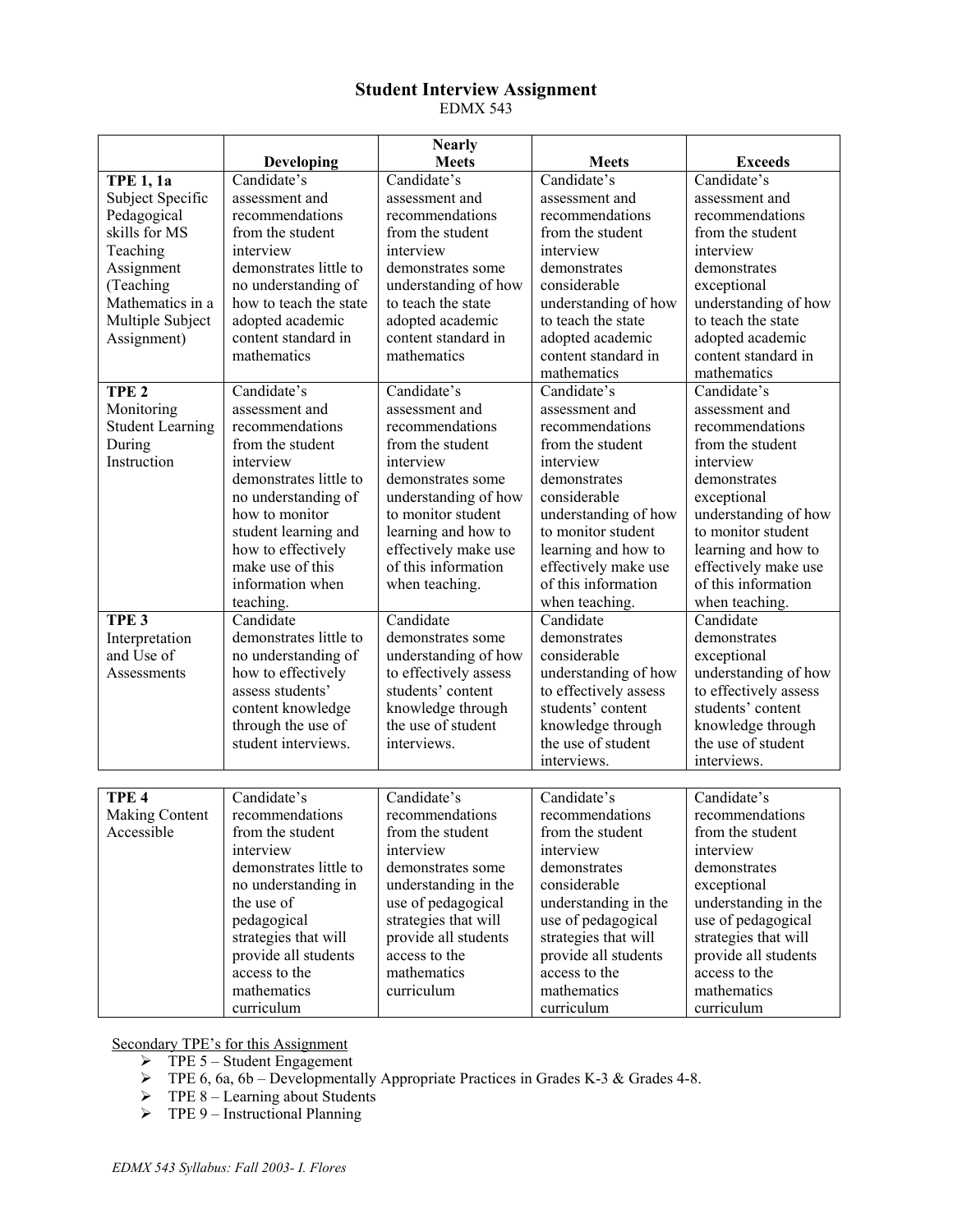## Student Interview Assignment

EDMX 543

| | Developing | Nearly Meets | Meets | Exceeds |
|---|---|---|---|---|
| **TPE 1, 1a** Subject Specific Pedagogical skills for MS Teaching Assignment (Teaching Mathematics in a Multiple Subject Assignment) | Candidate's assessment and recommendations from the student interview demonstrates little to no understanding of how to teach the state adopted academic content standard in mathematics | Candidate's assessment and recommendations from the student interview demonstrates some understanding of how to teach the state adopted academic content standard in mathematics | Candidate's assessment and recommendations from the student interview demonstrates considerable understanding of how to teach the state adopted academic content standard in mathematics | Candidate's assessment and recommendations from the student interview demonstrates exceptional understanding of how to teach the state adopted academic content standard in mathematics |
| **TPE 2** Monitoring Student Learning During Instruction | Candidate's assessment and recommendations from the student interview demonstrates little to no understanding of how to monitor student learning and how to effectively make use of this information when teaching. | Candidate's assessment and recommendations from the student interview demonstrates some understanding of how to monitor student learning and how to effectively make use of this information when teaching. | Candidate's assessment and recommendations from the student interview demonstrates considerable understanding of how to monitor student learning and how to effectively make use of this information when teaching. | Candidate's assessment and recommendations from the student interview demonstrates exceptional understanding of how to monitor student learning and how to effectively make use of this information when teaching. |
| **TPE 3** Interpretation and Use of Assessments | Candidate demonstrates little to no understanding of how to effectively assess students' content knowledge through the use of student interviews. | Candidate demonstrates some understanding of how to effectively assess students' content knowledge through the use of student interviews. | Candidate demonstrates considerable understanding of how to effectively assess students' content knowledge through the use of student interviews. | Candidate demonstrates exceptional understanding of how to effectively assess students' content knowledge through the use of student interviews. |
| **TPE 4** Making Content Accessible | Candidate's recommendations from the student interview demonstrates little to no understanding in the use of pedagogical strategies that will provide all students access to the mathematics curriculum | Candidate's recommendations from the student interview demonstrates some understanding in the use of pedagogical strategies that will provide all students access to the mathematics curriculum | Candidate's recommendations from the student interview demonstrates considerable understanding in the use of pedagogical strategies that will provide all students access to the mathematics curriculum | Candidate's recommendations from the student interview demonstrates exceptional understanding in the use of pedagogical strategies that will provide all students access to the mathematics curriculum |

Secondary TPE's for this Assignment

- TPE 5 – Student Engagement
- TPE 6, 6a, 6b – Developmentally Appropriate Practices in Grades K-3 & Grades 4-8.
- TPE 8 – Learning about Students
- TPE 9 – Instructional Planning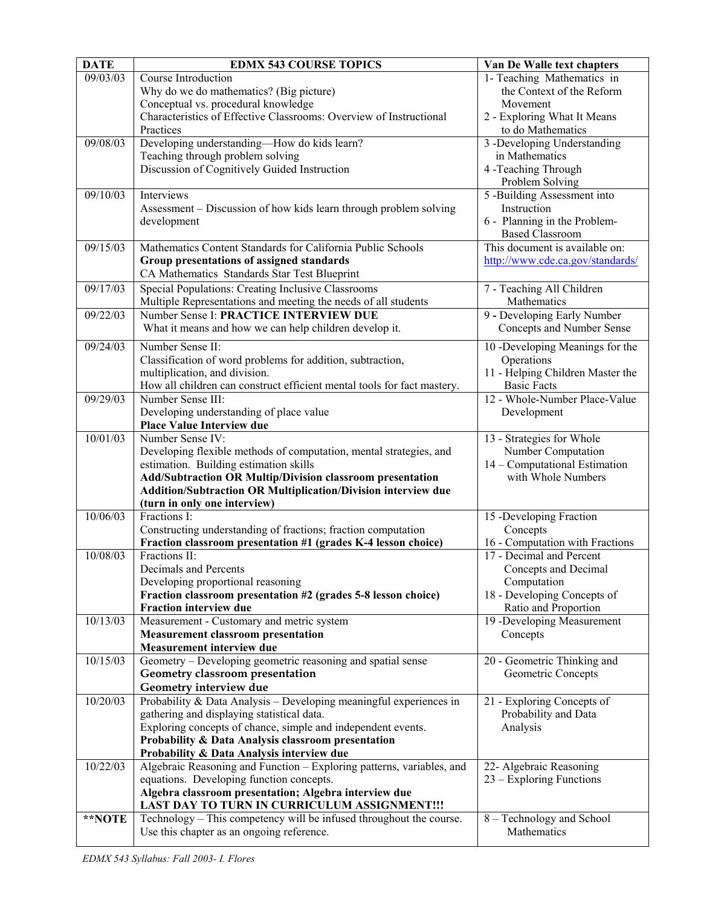| DATE | EDMX 543 COURSE TOPICS | Van De Walle text chapters |
| --- | --- | --- |
| 09/03/03 | Course Introduction<br>Why do we do mathematics? (Big picture)<br>Conceptual vs. procedural knowledge<br>Characteristics of Effective Classrooms: Overview of Instructional Practices | 1- Teaching Mathematics in the Context of the Reform Movement<br>2 - Exploring What It Means to do Mathematics |
| 09/08/03 | Developing understanding—How do kids learn?<br>Teaching through problem solving<br>Discussion of Cognitively Guided Instruction | 3 -Developing Understanding in Mathematics<br>4 -Teaching Through Problem Solving |
| 09/10/03 | Interviews<br>Assessment – Discussion of how kids learn through problem solving development | 5 -Building Assessment into Instruction<br>6 - Planning in the Problem-Based Classroom |
| 09/15/03 | Mathematics Content Standards for California Public Schools<br>**Group presentations of assigned standards**<br>CA Mathematics Standards Star Test Blueprint | This document is available on: http://www.cde.ca.gov/standards/ |
| 09/17/03 | Special Populations: Creating Inclusive Classrooms<br>Multiple Representations and meeting the needs of all students | 7 - Teaching All Children Mathematics |
| 09/22/03 | Number Sense I: **PRACTICE INTERVIEW DUE**<br>What it means and how we can help children develop it. | 9 **-** Developing Early Number Concepts and Number Sense |
| 09/24/03 | Number Sense II:<br>Classification of word problems for addition, subtraction, multiplication, and division.<br>How all children can construct efficient mental tools for fact mastery. | 10 -Developing Meanings for the Operations<br>11 - Helping Children Master the Basic Facts |
| 09/29/03 | Number Sense III:<br>Developing understanding of place value<br>**Place Value Interview due** | 12 - Whole-Number Place-Value Development |
| 10/01/03 | Number Sense IV:<br>Developing flexible methods of computation, mental strategies, and estimation. Building estimation skills<br>**Add/Subtraction OR Multip/Division classroom presentation**<br>**Addition/Subtraction OR Multiplication/Division interview due (turn in only one interview)** | 13 - Strategies for Whole Number Computation<br>14 – Computational Estimation with Whole Numbers |
| 10/06/03 | Fractions I:<br>Constructing understanding of fractions; fraction computation<br>**Fraction classroom presentation #1 (grades K-4 lesson choice)** | 15 -Developing Fraction Concepts<br>16 - Computation with Fractions |
| 10/08/03 | Fractions II:<br>Decimals and Percents<br>Developing proportional reasoning<br>**Fraction classroom presentation #2 (grades 5-8 lesson choice)**<br>**Fraction interview due** | 17 - Decimal and Percent Concepts and Decimal Computation<br>18 - Developing Concepts of Ratio and Proportion |
| 10/13/03 | Measurement - Customary and metric system<br>**Measurement classroom presentation**<br>**Measurement interview due** | 19 -Developing Measurement Concepts |
| 10/15/03 | Geometry – Developing geometric reasoning and spatial sense<br>**Geometry classroom presentation**<br>**Geometry interview due** | 20 - Geometric Thinking and Geometric Concepts |
| 10/20/03 | Probability & Data Analysis – Developing meaningful experiences in gathering and displaying statistical data.<br>Exploring concepts of chance, simple and independent events.<br>**Probability & Data Analysis classroom presentation**<br>**Probability & Data Analysis interview due** | 21 - Exploring Concepts of Probability and Data Analysis |
| 10/22/03 | Algebraic Reasoning and Function – Exploring patterns, variables, and equations. Developing function concepts.<br>**Algebra classroom presentation; Algebra interview due**<br>**LAST DAY TO TURN IN CURRICULUM ASSIGNMENT!!!** | 22- Algebraic Reasoning<br>23 – Exploring Functions |
| **\*\*NOTE** | Technology – This competency will be infused throughout the course. Use this chapter as an ongoing reference. | 8 – Technology and School Mathematics |